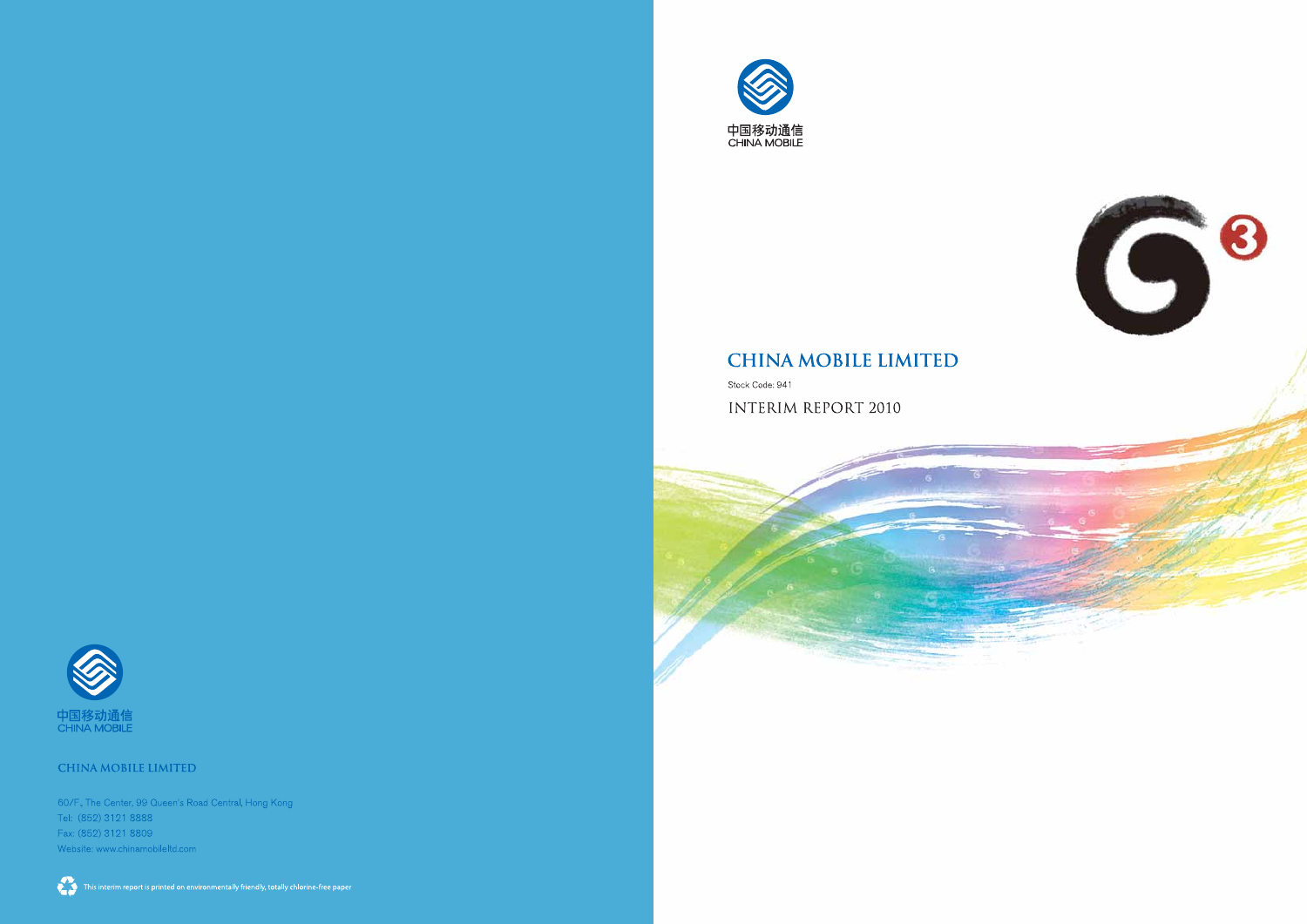中国移动通信
CHINA MOBILE

# CHINA MOBILE LIMITED

Stock Code: 941

## INTERIM REPORT 2010

中国移动通信
CHINA MOBILE

**CHINA MOBILE LIMITED**

60/F, The Center, 99 Queen's Road Central, Hong Kong
Tel: (852) 3121 8888
Fax: (852) 3121 8809
Website: www.chinamobileltd.com

This interim report is printed on environmentally friendly, totally chlorine-free paper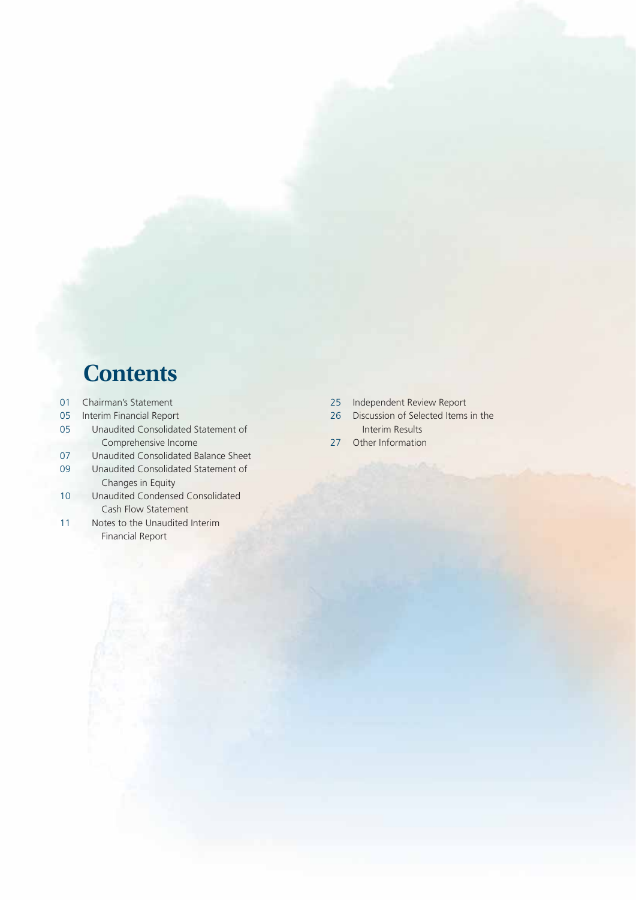# Contents

01 Chairman's Statement

05 Interim Financial Report

05 Unaudited Consolidated Statement of Comprehensive Income

07 Unaudited Consolidated Balance Sheet

09 Unaudited Consolidated Statement of Changes in Equity

10 Unaudited Condensed Consolidated Cash Flow Statement

11 Notes to the Unaudited Interim Financial Report

25 Independent Review Report

26 Discussion of Selected Items in the Interim Results

27 Other Information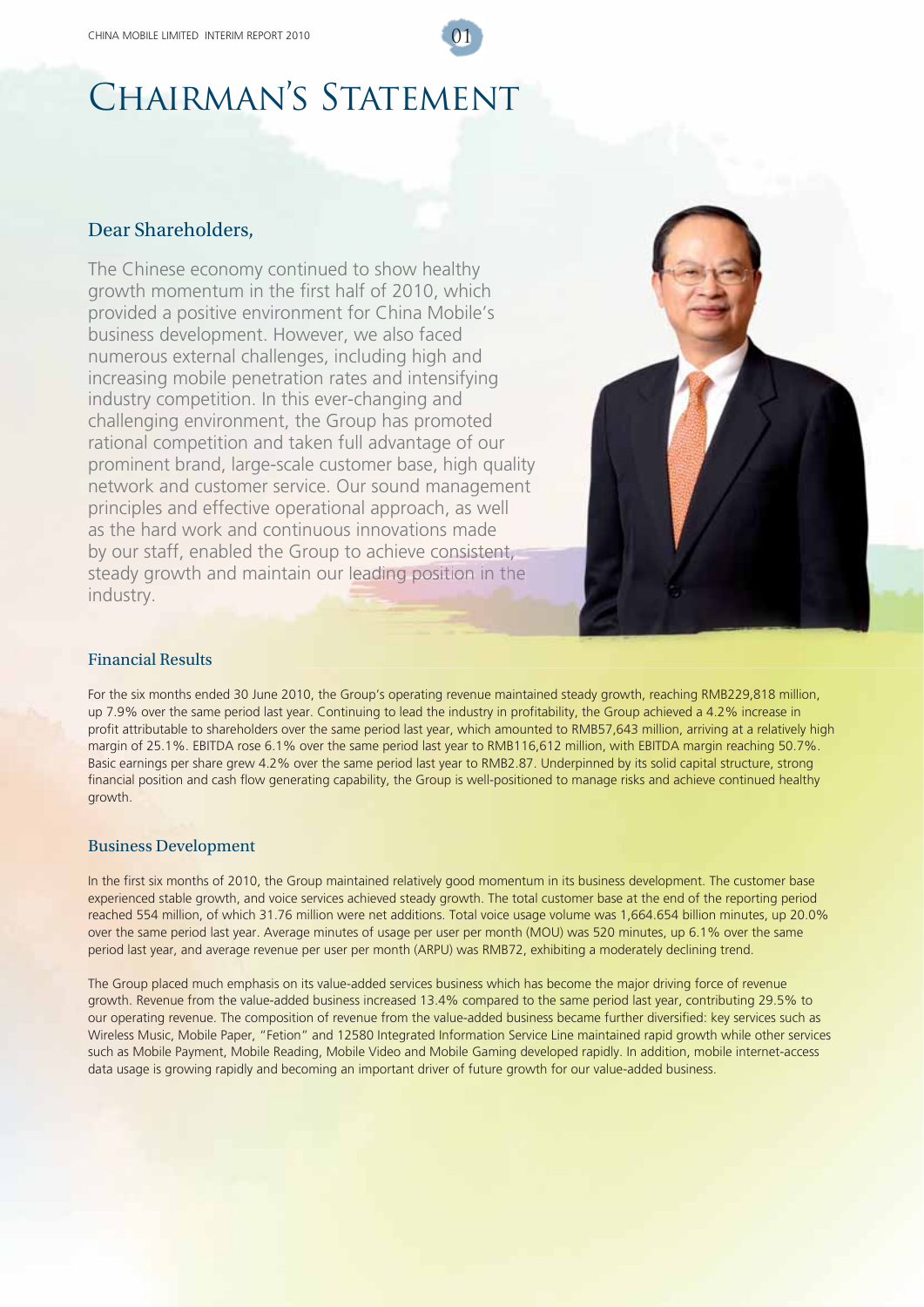# Chairman's Statement

## Dear Shareholders,

The Chinese economy continued to show healthy growth momentum in the first half of 2010, which provided a positive environment for China Mobile's business development. However, we also faced numerous external challenges, including high and increasing mobile penetration rates and intensifying industry competition. In this ever-changing and challenging environment, the Group has promoted rational competition and taken full advantage of our prominent brand, large-scale customer base, high quality network and customer service. Our sound management principles and effective operational approach, as well as the hard work and continuous innovations made by our staff, enabled the Group to achieve consistent, steady growth and maintain our leading position in the industry.

### Financial Results

For the six months ended 30 June 2010, the Group's operating revenue maintained steady growth, reaching RMB229,818 million, up 7.9% over the same period last year. Continuing to lead the industry in profitability, the Group achieved a 4.2% increase in profit attributable to shareholders over the same period last year, which amounted to RMB57,643 million, arriving at a relatively high margin of 25.1%. EBITDA rose 6.1% over the same period last year to RMB116,612 million, with EBITDA margin reaching 50.7%. Basic earnings per share grew 4.2% over the same period last year to RMB2.87. Underpinned by its solid capital structure, strong financial position and cash flow generating capability, the Group is well-positioned to manage risks and achieve continued healthy growth.

### Business Development

In the first six months of 2010, the Group maintained relatively good momentum in its business development. The customer base experienced stable growth, and voice services achieved steady growth. The total customer base at the end of the reporting period reached 554 million, of which 31.76 million were net additions. Total voice usage volume was 1,664.654 billion minutes, up 20.0% over the same period last year. Average minutes of usage per user per month (MOU) was 520 minutes, up 6.1% over the same period last year, and average revenue per user per month (ARPU) was RMB72, exhibiting a moderately declining trend.

The Group placed much emphasis on its value-added services business which has become the major driving force of revenue growth. Revenue from the value-added business increased 13.4% compared to the same period last year, contributing 29.5% to our operating revenue. The composition of revenue from the value-added business became further diversified: key services such as Wireless Music, Mobile Paper, "Fetion" and 12580 Integrated Information Service Line maintained rapid growth while other services such as Mobile Payment, Mobile Reading, Mobile Video and Mobile Gaming developed rapidly. In addition, mobile internet-access data usage is growing rapidly and becoming an important driver of future growth for our value-added business.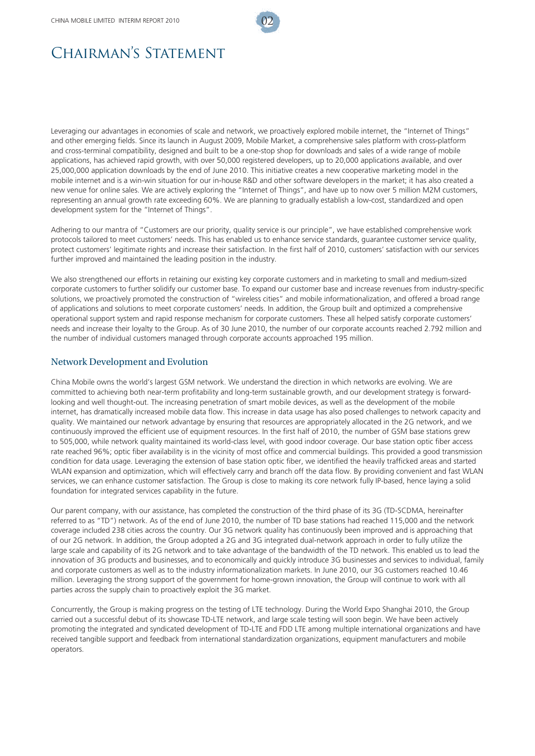# Chairman's Statement

Leveraging our advantages in economies of scale and network, we proactively explored mobile internet, the "Internet of Things" and other emerging fields. Since its launch in August 2009, Mobile Market, a comprehensive sales platform with cross-platform and cross-terminal compatibility, designed and built to be a one-stop shop for downloads and sales of a wide range of mobile applications, has achieved rapid growth, with over 50,000 registered developers, up to 20,000 applications available, and over 25,000,000 application downloads by the end of June 2010. This initiative creates a new cooperative marketing model in the mobile internet and is a win-win situation for our in-house R&D and other software developers in the market; it has also created a new venue for online sales. We are actively exploring the "Internet of Things", and have up to now over 5 million M2M customers, representing an annual growth rate exceeding 60%. We are planning to gradually establish a low-cost, standardized and open development system for the "Internet of Things".

Adhering to our mantra of "Customers are our priority, quality service is our principle", we have established comprehensive work protocols tailored to meet customers' needs. This has enabled us to enhance service standards, guarantee customer service quality, protect customers' legitimate rights and increase their satisfaction. In the first half of 2010, customers' satisfaction with our services further improved and maintained the leading position in the industry.

We also strengthened our efforts in retaining our existing key corporate customers and in marketing to small and medium-sized corporate customers to further solidify our customer base. To expand our customer base and increase revenues from industry-specific solutions, we proactively promoted the construction of "wireless cities" and mobile informationalization, and offered a broad range of applications and solutions to meet corporate customers' needs. In addition, the Group built and optimized a comprehensive operational support system and rapid response mechanism for corporate customers. These all helped satisfy corporate customers' needs and increase their loyalty to the Group. As of 30 June 2010, the number of our corporate accounts reached 2.792 million and the number of individual customers managed through corporate accounts approached 195 million.

## Network Development and Evolution

China Mobile owns the world's largest GSM network. We understand the direction in which networks are evolving. We are committed to achieving both near-term profitability and long-term sustainable growth, and our development strategy is forward-looking and well thought-out. The increasing penetration of smart mobile devices, as well as the development of the mobile internet, has dramatically increased mobile data flow. This increase in data usage has also posed challenges to network capacity and quality. We maintained our network advantage by ensuring that resources are appropriately allocated in the 2G network, and we continuously improved the efficient use of equipment resources. In the first half of 2010, the number of GSM base stations grew to 505,000, while network quality maintained its world-class level, with good indoor coverage. Our base station optic fiber access rate reached 96%; optic fiber availability is in the vicinity of most office and commercial buildings. This provided a good transmission condition for data usage. Leveraging the extension of base station optic fiber, we identified the heavily trafficked areas and started WLAN expansion and optimization, which will effectively carry and branch off the data flow. By providing convenient and fast WLAN services, we can enhance customer satisfaction. The Group is close to making its core network fully IP-based, hence laying a solid foundation for integrated services capability in the future.

Our parent company, with our assistance, has completed the construction of the third phase of its 3G (TD-SCDMA, hereinafter referred to as "TD") network. As of the end of June 2010, the number of TD base stations had reached 115,000 and the network coverage included 238 cities across the country. Our 3G network quality has continuously been improved and is approaching that of our 2G network. In addition, the Group adopted a 2G and 3G integrated dual-network approach in order to fully utilize the large scale and capability of its 2G network and to take advantage of the bandwidth of the TD network. This enabled us to lead the innovation of 3G products and businesses, and to economically and quickly introduce 3G businesses and services to individual, family and corporate customers as well as to the industry informationalization markets. In June 2010, our 3G customers reached 10.46 million. Leveraging the strong support of the government for home-grown innovation, the Group will continue to work with all parties across the supply chain to proactively exploit the 3G market.

Concurrently, the Group is making progress on the testing of LTE technology. During the World Expo Shanghai 2010, the Group carried out a successful debut of its showcase TD-LTE network, and large scale testing will soon begin. We have been actively promoting the integrated and syndicated development of TD-LTE and FDD LTE among multiple international organizations and have received tangible support and feedback from international standardization organizations, equipment manufacturers and mobile operators.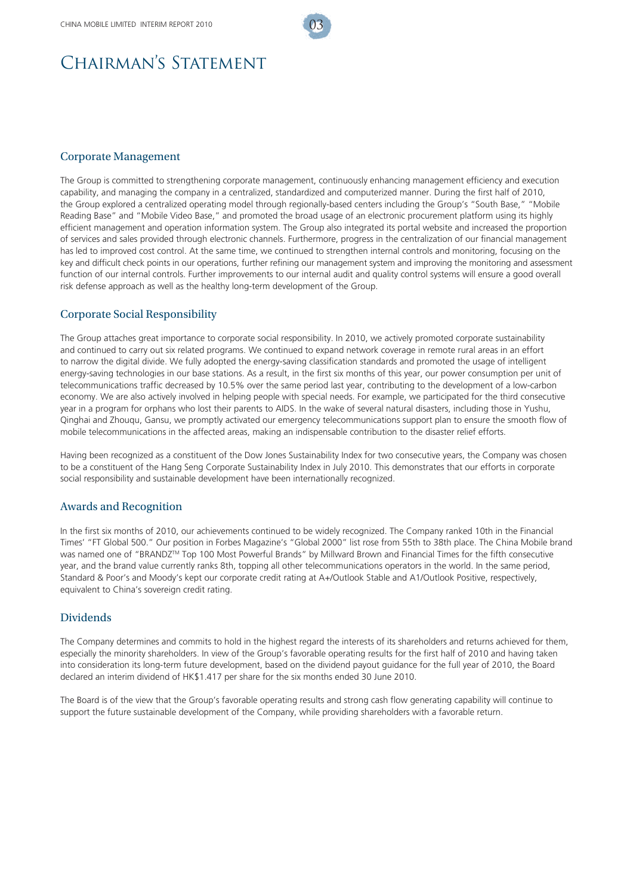# Chairman's Statement

## Corporate Management

The Group is committed to strengthening corporate management, continuously enhancing management efficiency and execution capability, and managing the company in a centralized, standardized and computerized manner. During the first half of 2010, the Group explored a centralized operating model through regionally-based centers including the Group's "South Base," "Mobile Reading Base" and "Mobile Video Base," and promoted the broad usage of an electronic procurement platform using its highly efficient management and operation information system. The Group also integrated its portal website and increased the proportion of services and sales provided through electronic channels. Furthermore, progress in the centralization of our financial management has led to improved cost control. At the same time, we continued to strengthen internal controls and monitoring, focusing on the key and difficult check points in our operations, further refining our management system and improving the monitoring and assessment function of our internal controls. Further improvements to our internal audit and quality control systems will ensure a good overall risk defense approach as well as the healthy long-term development of the Group.

## Corporate Social Responsibility

The Group attaches great importance to corporate social responsibility. In 2010, we actively promoted corporate sustainability and continued to carry out six related programs. We continued to expand network coverage in remote rural areas in an effort to narrow the digital divide. We fully adopted the energy-saving classification standards and promoted the usage of intelligent energy-saving technologies in our base stations. As a result, in the first six months of this year, our power consumption per unit of telecommunications traffic decreased by 10.5% over the same period last year, contributing to the development of a low-carbon economy. We are also actively involved in helping people with special needs. For example, we participated for the third consecutive year in a program for orphans who lost their parents to AIDS. In the wake of several natural disasters, including those in Yushu, Qinghai and Zhouqu, Gansu, we promptly activated our emergency telecommunications support plan to ensure the smooth flow of mobile telecommunications in the affected areas, making an indispensable contribution to the disaster relief efforts.

Having been recognized as a constituent of the Dow Jones Sustainability Index for two consecutive years, the Company was chosen to be a constituent of the Hang Seng Corporate Sustainability Index in July 2010. This demonstrates that our efforts in corporate social responsibility and sustainable development have been internationally recognized.

## Awards and Recognition

In the first six months of 2010, our achievements continued to be widely recognized. The Company ranked 10th in the Financial Times' "FT Global 500." Our position in Forbes Magazine's "Global 2000" list rose from 55th to 38th place. The China Mobile brand was named one of "BRANDZ™ Top 100 Most Powerful Brands" by Millward Brown and Financial Times for the fifth consecutive year, and the brand value currently ranks 8th, topping all other telecommunications operators in the world. In the same period, Standard & Poor's and Moody's kept our corporate credit rating at A+/Outlook Stable and A1/Outlook Positive, respectively, equivalent to China's sovereign credit rating.

## Dividends

The Company determines and commits to hold in the highest regard the interests of its shareholders and returns achieved for them, especially the minority shareholders. In view of the Group's favorable operating results for the first half of 2010 and having taken into consideration its long-term future development, based on the dividend payout guidance for the full year of 2010, the Board declared an interim dividend of HK$1.417 per share for the six months ended 30 June 2010.

The Board is of the view that the Group's favorable operating results and strong cash flow generating capability will continue to support the future sustainable development of the Company, while providing shareholders with a favorable return.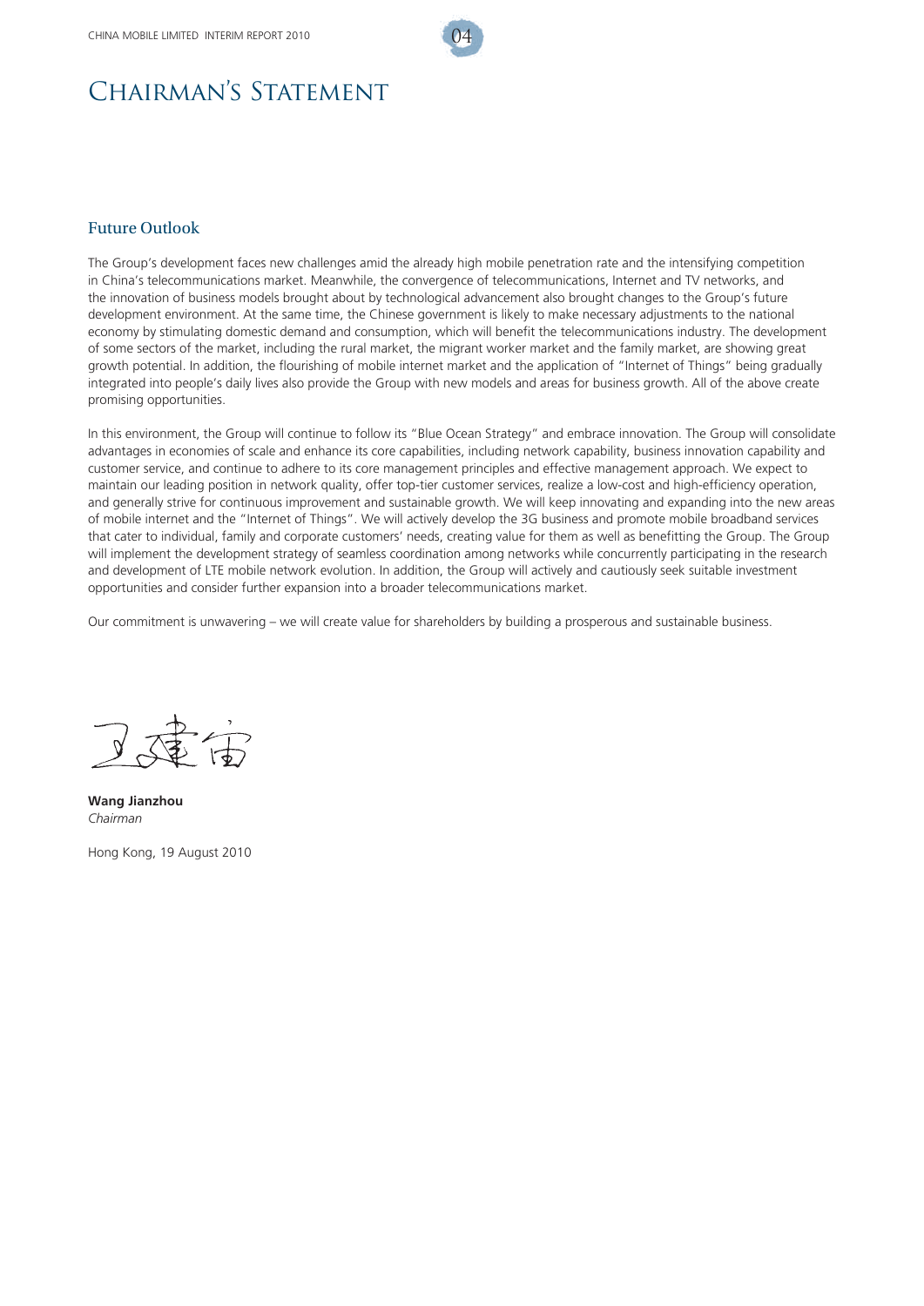# Chairman's Statement

## Future Outlook

The Group's development faces new challenges amid the already high mobile penetration rate and the intensifying competition in China's telecommunications market. Meanwhile, the convergence of telecommunications, Internet and TV networks, and the innovation of business models brought about by technological advancement also brought changes to the Group's future development environment. At the same time, the Chinese government is likely to make necessary adjustments to the national economy by stimulating domestic demand and consumption, which will benefit the telecommunications industry. The development of some sectors of the market, including the rural market, the migrant worker market and the family market, are showing great growth potential. In addition, the flourishing of mobile internet market and the application of "Internet of Things" being gradually integrated into people's daily lives also provide the Group with new models and areas for business growth. All of the above create promising opportunities.

In this environment, the Group will continue to follow its "Blue Ocean Strategy" and embrace innovation. The Group will consolidate advantages in economies of scale and enhance its core capabilities, including network capability, business innovation capability and customer service, and continue to adhere to its core management principles and effective management approach. We expect to maintain our leading position in network quality, offer top-tier customer services, realize a low-cost and high-efficiency operation, and generally strive for continuous improvement and sustainable growth. We will keep innovating and expanding into the new areas of mobile internet and the "Internet of Things". We will actively develop the 3G business and promote mobile broadband services that cater to individual, family and corporate customers' needs, creating value for them as well as benefitting the Group. The Group will implement the development strategy of seamless coordination among networks while concurrently participating in the research and development of LTE mobile network evolution. In addition, the Group will actively and cautiously seek suitable investment opportunities and consider further expansion into a broader telecommunications market.

Our commitment is unwavering – we will create value for shareholders by building a prosperous and sustainable business.

**Wang Jianzhou**
*Chairman*

Hong Kong, 19 August 2010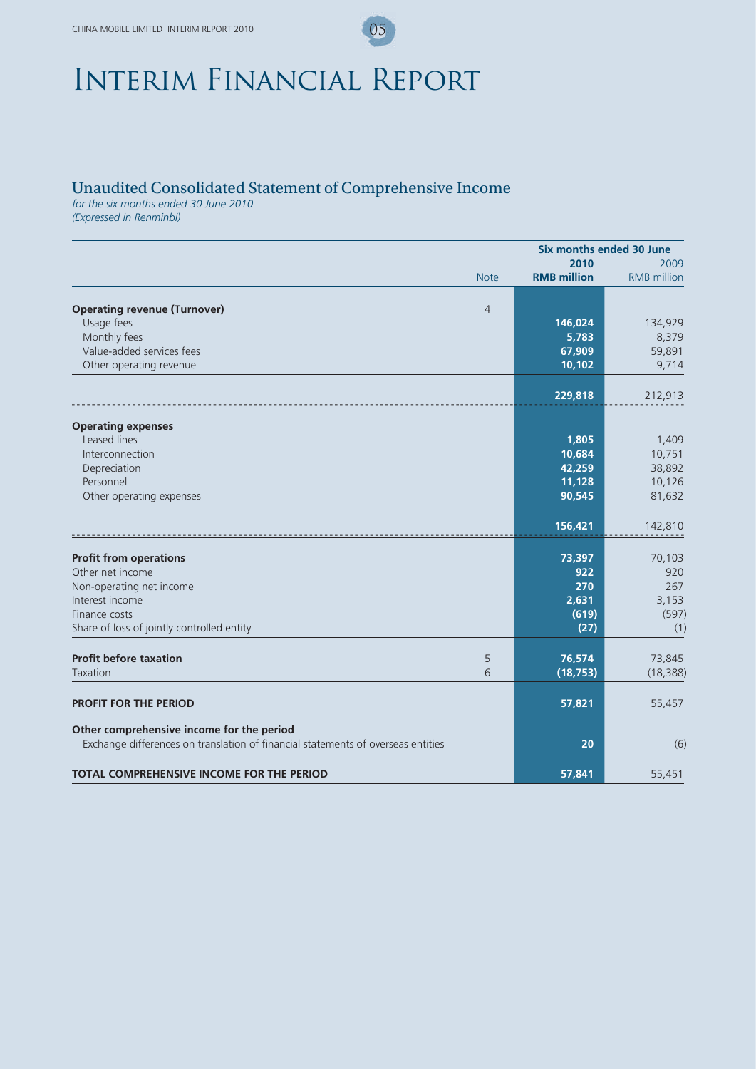# Interim Financial Report

## Unaudited Consolidated Statement of Comprehensive Income

*for the six months ended 30 June 2010*
*(Expressed in Renminbi)*

| | Note | Six months ended 30 June 2010 RMB million | 2009 RMB million |
|---|---|---|---|
| **Operating revenue (Turnover)** | 4 | | |
| Usage fees | | **146,024** | 134,929 |
| Monthly fees | | **5,783** | 8,379 |
| Value-added services fees | | **67,909** | 59,891 |
| Other operating revenue | | **10,102** | 9,714 |
| | | **229,818** | 212,913 |
| **Operating expenses** | | | |
| Leased lines | | **1,805** | 1,409 |
| Interconnection | | **10,684** | 10,751 |
| Depreciation | | **42,259** | 38,892 |
| Personnel | | **11,128** | 10,126 |
| Other operating expenses | | **90,545** | 81,632 |
| | | **156,421** | 142,810 |
| **Profit from operations** | | **73,397** | 70,103 |
| Other net income | | **922** | 920 |
| Non-operating net income | | **270** | 267 |
| Interest income | | **2,631** | 3,153 |
| Finance costs | | **(619)** | (597) |
| Share of loss of jointly controlled entity | | **(27)** | (1) |
| **Profit before taxation** | 5 | **76,574** | 73,845 |
| Taxation | 6 | **(18,753)** | (18,388) |
| **PROFIT FOR THE PERIOD** | | **57,821** | 55,457 |
| **Other comprehensive income for the period** | | | |
| Exchange differences on translation of financial statements of overseas entities | | **20** | (6) |
| **TOTAL COMPREHENSIVE INCOME FOR THE PERIOD** | | **57,841** | 55,451 |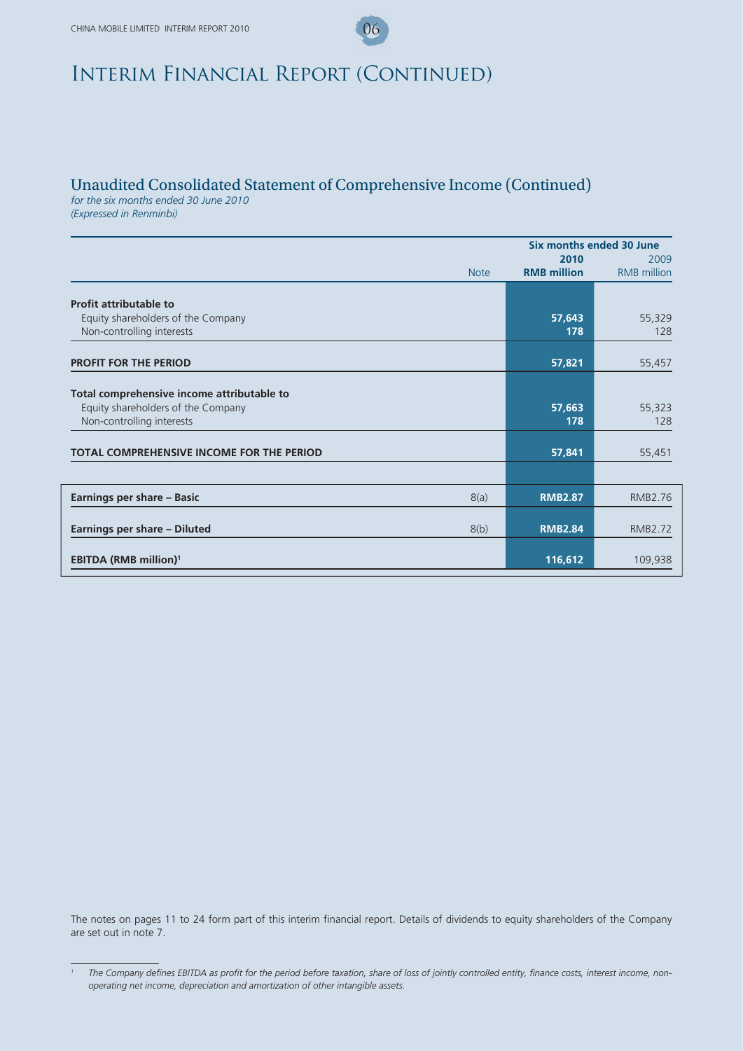# Interim Financial Report (Continued)

## Unaudited Consolidated Statement of Comprehensive Income (Continued)

*for the six months ended 30 June 2010*
*(Expressed in Renminbi)*

| | Note | Six months ended 30 June 2010 RMB million | 2009 RMB million |
|---|---|---|---|
| **Profit attributable to** | | | |
| Equity shareholders of the Company | | **57,643** | 55,329 |
| Non-controlling interests | | **178** | 128 |
| **PROFIT FOR THE PERIOD** | | **57,821** | 55,457 |
| **Total comprehensive income attributable to** | | | |
| Equity shareholders of the Company | | **57,663** | 55,323 |
| Non-controlling interests | | **178** | 128 |
| **TOTAL COMPREHENSIVE INCOME FOR THE PERIOD** | | **57,841** | 55,451 |
| **Earnings per share – Basic** | 8(a) | **RMB2.87** | RMB2.76 |
| **Earnings per share – Diluted** | 8(b) | **RMB2.84** | RMB2.72 |
| **EBITDA (RMB million)**[1] | | **116,612** | 109,938 |

The notes on pages 11 to 24 form part of this interim financial report. Details of dividends to equity shareholders of the Company are set out in note 7.

[1] *The Company defines EBITDA as profit for the period before taxation, share of loss of jointly controlled entity, finance costs, interest income, non-operating net income, depreciation and amortization of other intangible assets.*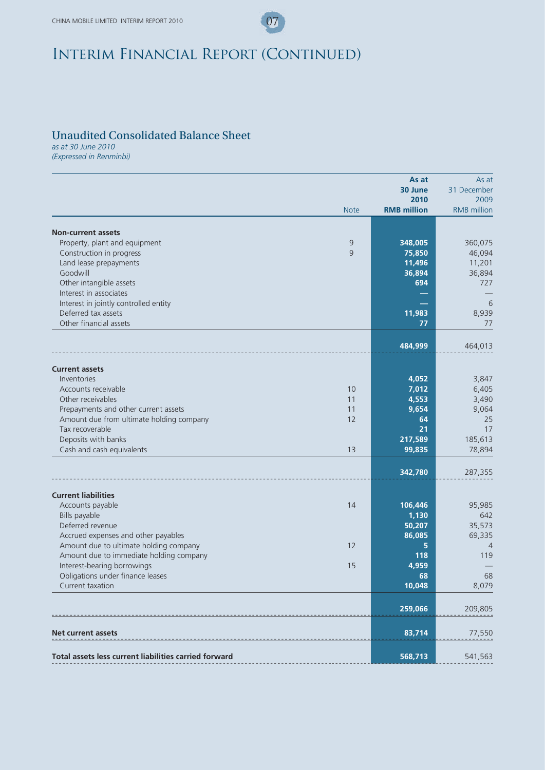# Interim Financial Report (Continued)

## Unaudited Consolidated Balance Sheet

*as at 30 June 2010*
*(Expressed in Renminbi)*

| | Note | **As at 30 June 2010 RMB million** | As at 31 December 2009 RMB million |
|---|---|---|---|
| **Non-current assets** | | | |
| Property, plant and equipment | 9 | **348,005** | 360,075 |
| Construction in progress | 9 | **75,850** | 46,094 |
| Land lease prepayments | | **11,496** | 11,201 |
| Goodwill | | **36,894** | 36,894 |
| Other intangible assets | | **694** | 727 |
| Interest in associates | | **—** | — |
| Interest in jointly controlled entity | | **—** | 6 |
| Deferred tax assets | | **11,983** | 8,939 |
| Other financial assets | | **77** | 77 |
| | | **484,999** | 464,013 |
| **Current assets** | | | |
| Inventories | | **4,052** | 3,847 |
| Accounts receivable | 10 | **7,012** | 6,405 |
| Other receivables | 11 | **4,553** | 3,490 |
| Prepayments and other current assets | 11 | **9,654** | 9,064 |
| Amount due from ultimate holding company | 12 | **64** | 25 |
| Tax recoverable | | **21** | 17 |
| Deposits with banks | | **217,589** | 185,613 |
| Cash and cash equivalents | 13 | **99,835** | 78,894 |
| | | **342,780** | 287,355 |
| **Current liabilities** | | | |
| Accounts payable | 14 | **106,446** | 95,985 |
| Bills payable | | **1,130** | 642 |
| Deferred revenue | | **50,207** | 35,573 |
| Accrued expenses and other payables | | **86,085** | 69,335 |
| Amount due to ultimate holding company | 12 | **5** | 4 |
| Amount due to immediate holding company | | **118** | 119 |
| Interest-bearing borrowings | 15 | **4,959** | — |
| Obligations under finance leases | | **68** | 68 |
| Current taxation | | **10,048** | 8,079 |
| | | **259,066** | 209,805 |
| **Net current assets** | | **83,714** | 77,550 |
| **Total assets less current liabilities carried forward** | | **568,713** | 541,563 |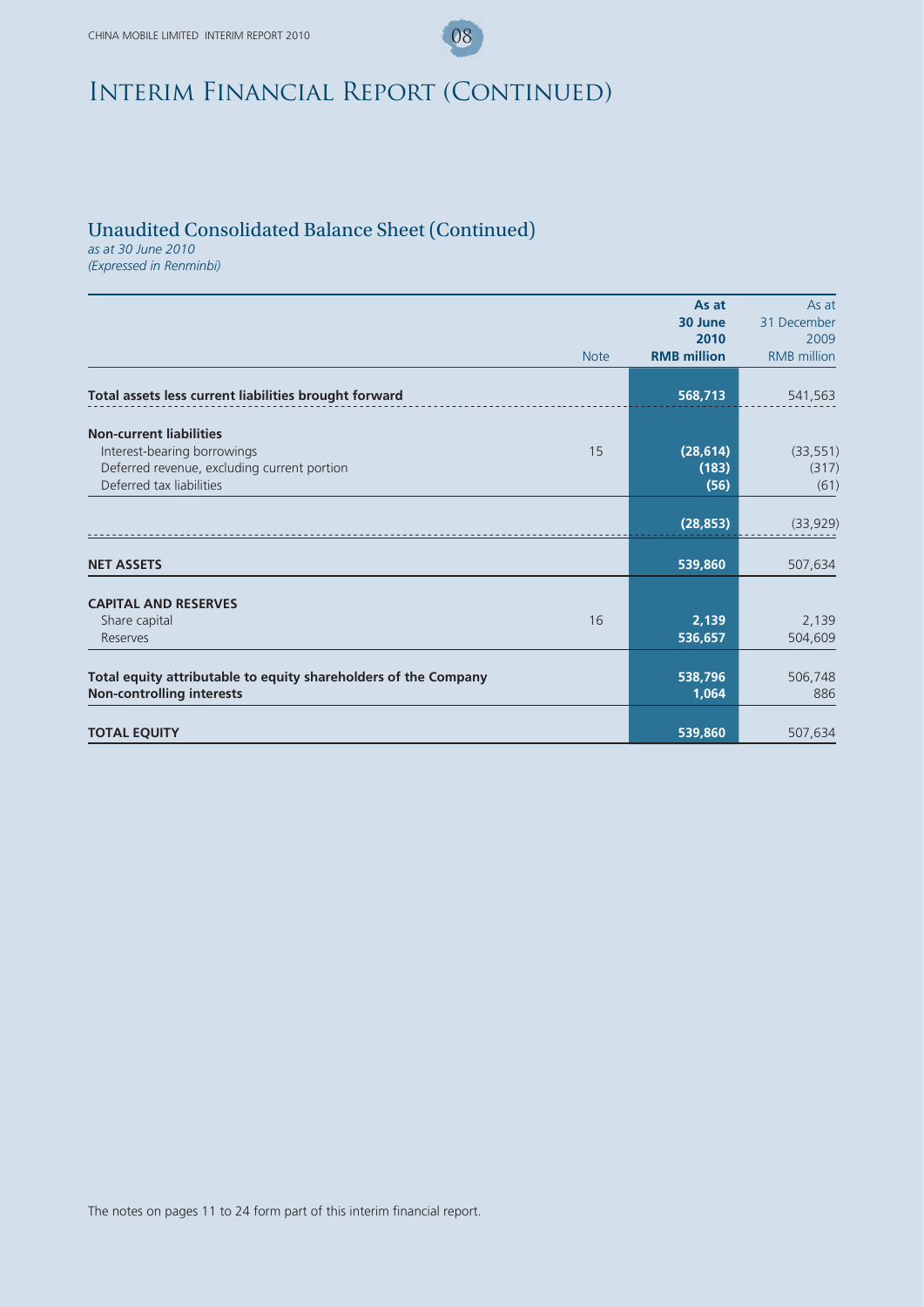# Interim Financial Report (Continued)

## Unaudited Consolidated Balance Sheet (Continued)

*as at 30 June 2010*
*(Expressed in Renminbi)*

| | Note | As at 30 June 2010 RMB million | As at 31 December 2009 RMB million |
|---|---|---|---|
| **Total assets less current liabilities brought forward** | | **568,713** | 541,563 |
| **Non-current liabilities** | | | |
| Interest-bearing borrowings | 15 | **(28,614)** | (33,551) |
| Deferred revenue, excluding current portion | | **(183)** | (317) |
| Deferred tax liabilities | | **(56)** | (61) |
| | | **(28,853)** | (33,929) |
| **NET ASSETS** | | **539,860** | 507,634 |
| **CAPITAL AND RESERVES** | | | |
| Share capital | 16 | **2,139** | 2,139 |
| Reserves | | **536,657** | 504,609 |
| **Total equity attributable to equity shareholders of the Company** | | **538,796** | 506,748 |
| **Non-controlling interests** | | **1,064** | 886 |
| **TOTAL EQUITY** | | **539,860** | 507,634 |

The notes on pages 11 to 24 form part of this interim financial report.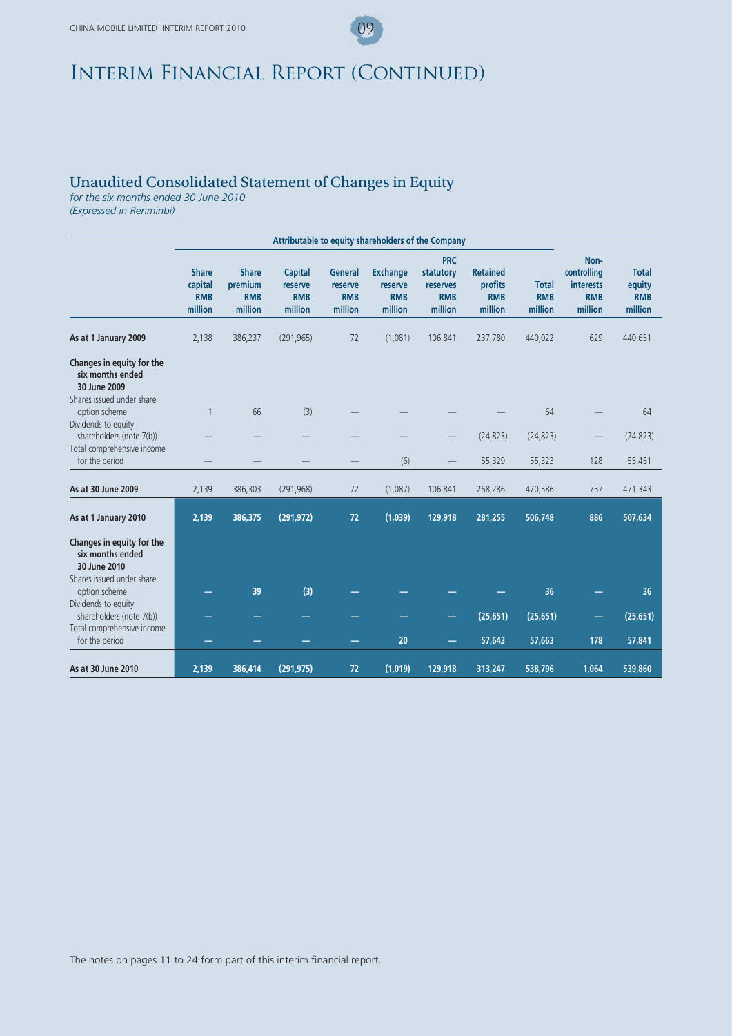# Interim Financial Report (Continued)

## Unaudited Consolidated Statement of Changes in Equity

*for the six months ended 30 June 2010*
*(Expressed in Renminbi)*

| | Attributable to equity shareholders of the Company | | | | | | | | | |
|---|---|---|---|---|---|---|---|---|---|---|
| | **Share capital RMB million** | **Share premium RMB million** | **Capital reserve RMB million** | **General reserve RMB million** | **Exchange reserve RMB million** | **PRC statutory reserves RMB million** | **Retained profits RMB million** | **Total RMB million** | **Non-controlling interests RMB million** | **Total equity RMB million** |
| **As at 1 January 2009** | 2,138 | 386,237 | (291,965) | 72 | (1,081) | 106,841 | 237,780 | 440,022 | 629 | 440,651 |
| **Changes in equity for the six months ended 30 June 2009** | | | | | | | | | | |
| Shares issued under share option scheme | 1 | 66 | (3) | — | — | — | — | 64 | — | 64 |
| Dividends to equity shareholders (note 7(b)) | — | — | — | — | — | — | (24,823) | (24,823) | — | (24,823) |
| Total comprehensive income for the period | — | — | — | — | (6) | — | 55,329 | 55,323 | 128 | 55,451 |
| **As at 30 June 2009** | 2,139 | 386,303 | (291,968) | 72 | (1,087) | 106,841 | 268,286 | 470,586 | 757 | 471,343 |
| **As at 1 January 2010** | **2,139** | **386,375** | **(291,972)** | **72** | **(1,039)** | **129,918** | **281,255** | **506,748** | **886** | **507,634** |
| **Changes in equity for the six months ended 30 June 2010** | | | | | | | | | | |
| Shares issued under share option scheme | — | **39** | **(3)** | — | — | — | — | **36** | — | **36** |
| Dividends to equity shareholders (note 7(b)) | — | — | — | — | — | — | **(25,651)** | **(25,651)** | — | **(25,651)** |
| Total comprehensive income for the period | — | — | — | — | **20** | — | **57,643** | **57,663** | **178** | **57,841** |
| **As at 30 June 2010** | **2,139** | **386,414** | **(291,975)** | **72** | **(1,019)** | **129,918** | **313,247** | **538,796** | **1,064** | **539,860** |

The notes on pages 11 to 24 form part of this interim financial report.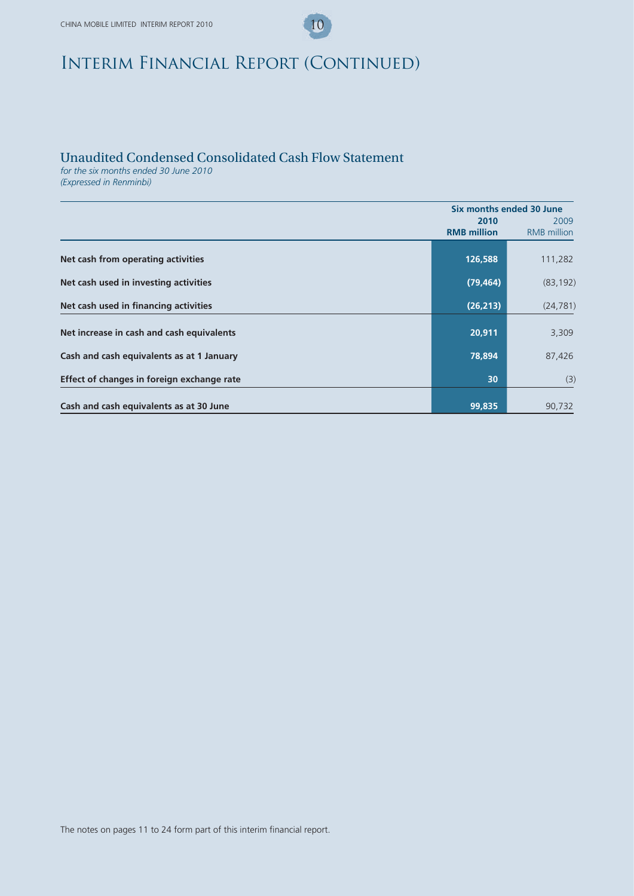# Interim Financial Report (Continued)

## Unaudited Condensed Consolidated Cash Flow Statement

*for the six months ended 30 June 2010*
*(Expressed in Renminbi)*

| | Six months ended 30 June | |
|---|---|---|
| | **2010** | 2009 |
| | **RMB million** | RMB million |
| **Net cash from operating activities** | **126,588** | 111,282 |
| **Net cash used in investing activities** | **(79,464)** | (83,192) |
| **Net cash used in financing activities** | **(26,213)** | (24,781) |
| **Net increase in cash and cash equivalents** | **20,911** | 3,309 |
| **Cash and cash equivalents as at 1 January** | **78,894** | 87,426 |
| **Effect of changes in foreign exchange rate** | **30** | (3) |
| **Cash and cash equivalents as at 30 June** | **99,835** | 90,732 |

The notes on pages 11 to 24 form part of this interim financial report.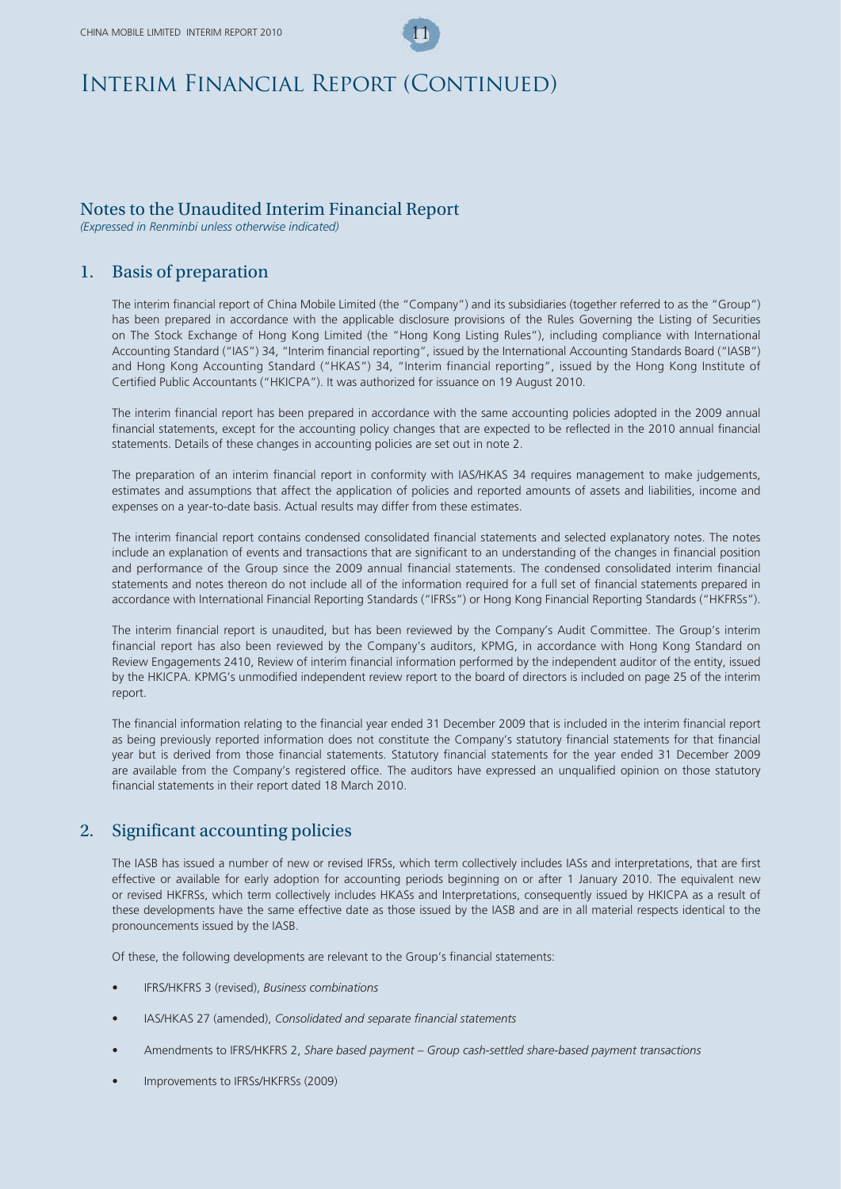# Interim Financial Report (Continued)

## Notes to the Unaudited Interim Financial Report

*(Expressed in Renminbi unless otherwise indicated)*

## 1. Basis of preparation

The interim financial report of China Mobile Limited (the "Company") and its subsidiaries (together referred to as the "Group") has been prepared in accordance with the applicable disclosure provisions of the Rules Governing the Listing of Securities on The Stock Exchange of Hong Kong Limited (the "Hong Kong Listing Rules"), including compliance with International Accounting Standard ("IAS") 34, "Interim financial reporting", issued by the International Accounting Standards Board ("IASB") and Hong Kong Accounting Standard ("HKAS") 34, "Interim financial reporting", issued by the Hong Kong Institute of Certified Public Accountants ("HKICPA"). It was authorized for issuance on 19 August 2010.

The interim financial report has been prepared in accordance with the same accounting policies adopted in the 2009 annual financial statements, except for the accounting policy changes that are expected to be reflected in the 2010 annual financial statements. Details of these changes in accounting policies are set out in note 2.

The preparation of an interim financial report in conformity with IAS/HKAS 34 requires management to make judgements, estimates and assumptions that affect the application of policies and reported amounts of assets and liabilities, income and expenses on a year-to-date basis. Actual results may differ from these estimates.

The interim financial report contains condensed consolidated financial statements and selected explanatory notes. The notes include an explanation of events and transactions that are significant to an understanding of the changes in financial position and performance of the Group since the 2009 annual financial statements. The condensed consolidated interim financial statements and notes thereon do not include all of the information required for a full set of financial statements prepared in accordance with International Financial Reporting Standards ("IFRSs") or Hong Kong Financial Reporting Standards ("HKFRSs").

The interim financial report is unaudited, but has been reviewed by the Company's Audit Committee. The Group's interim financial report has also been reviewed by the Company's auditors, KPMG, in accordance with Hong Kong Standard on Review Engagements 2410, Review of interim financial information performed by the independent auditor of the entity, issued by the HKICPA. KPMG's unmodified independent review report to the board of directors is included on page 25 of the interim report.

The financial information relating to the financial year ended 31 December 2009 that is included in the interim financial report as being previously reported information does not constitute the Company's statutory financial statements for that financial year but is derived from those financial statements. Statutory financial statements for the year ended 31 December 2009 are available from the Company's registered office. The auditors have expressed an unqualified opinion on those statutory financial statements in their report dated 18 March 2010.

## 2. Significant accounting policies

The IASB has issued a number of new or revised IFRSs, which term collectively includes IASs and interpretations, that are first effective or available for early adoption for accounting periods beginning on or after 1 January 2010. The equivalent new or revised HKFRSs, which term collectively includes HKASs and Interpretations, consequently issued by HKICPA as a result of these developments have the same effective date as those issued by the IASB and are in all material respects identical to the pronouncements issued by the IASB.

Of these, the following developments are relevant to the Group's financial statements:

- IFRS/HKFRS 3 (revised), *Business combinations*
- IAS/HKAS 27 (amended), *Consolidated and separate financial statements*
- Amendments to IFRS/HKFRS 2, *Share based payment – Group cash-settled share-based payment transactions*
- Improvements to IFRSs/HKFRSs (2009)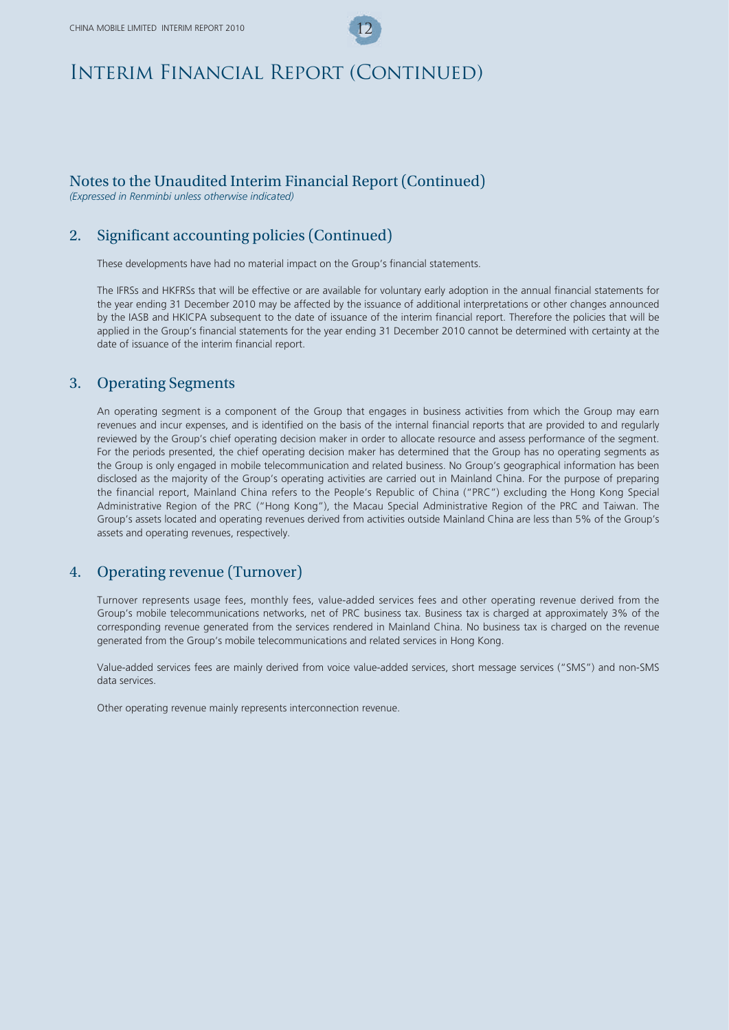# Interim Financial Report (Continued)

## Notes to the Unaudited Interim Financial Report (Continued)

*(Expressed in Renminbi unless otherwise indicated)*

### 2. Significant accounting policies (Continued)

These developments have had no material impact on the Group's financial statements.

The IFRSs and HKFRSs that will be effective or are available for voluntary early adoption in the annual financial statements for the year ending 31 December 2010 may be affected by the issuance of additional interpretations or other changes announced by the IASB and HKICPA subsequent to the date of issuance of the interim financial report. Therefore the policies that will be applied in the Group's financial statements for the year ending 31 December 2010 cannot be determined with certainty at the date of issuance of the interim financial report.

### 3. Operating Segments

An operating segment is a component of the Group that engages in business activities from which the Group may earn revenues and incur expenses, and is identified on the basis of the internal financial reports that are provided to and regularly reviewed by the Group's chief operating decision maker in order to allocate resource and assess performance of the segment. For the periods presented, the chief operating decision maker has determined that the Group has no operating segments as the Group is only engaged in mobile telecommunication and related business. No Group's geographical information has been disclosed as the majority of the Group's operating activities are carried out in Mainland China. For the purpose of preparing the financial report, Mainland China refers to the People's Republic of China ("PRC") excluding the Hong Kong Special Administrative Region of the PRC ("Hong Kong"), the Macau Special Administrative Region of the PRC and Taiwan. The Group's assets located and operating revenues derived from activities outside Mainland China are less than 5% of the Group's assets and operating revenues, respectively.

### 4. Operating revenue (Turnover)

Turnover represents usage fees, monthly fees, value-added services fees and other operating revenue derived from the Group's mobile telecommunications networks, net of PRC business tax. Business tax is charged at approximately 3% of the corresponding revenue generated from the services rendered in Mainland China. No business tax is charged on the revenue generated from the Group's mobile telecommunications and related services in Hong Kong.

Value-added services fees are mainly derived from voice value-added services, short message services ("SMS") and non-SMS data services.

Other operating revenue mainly represents interconnection revenue.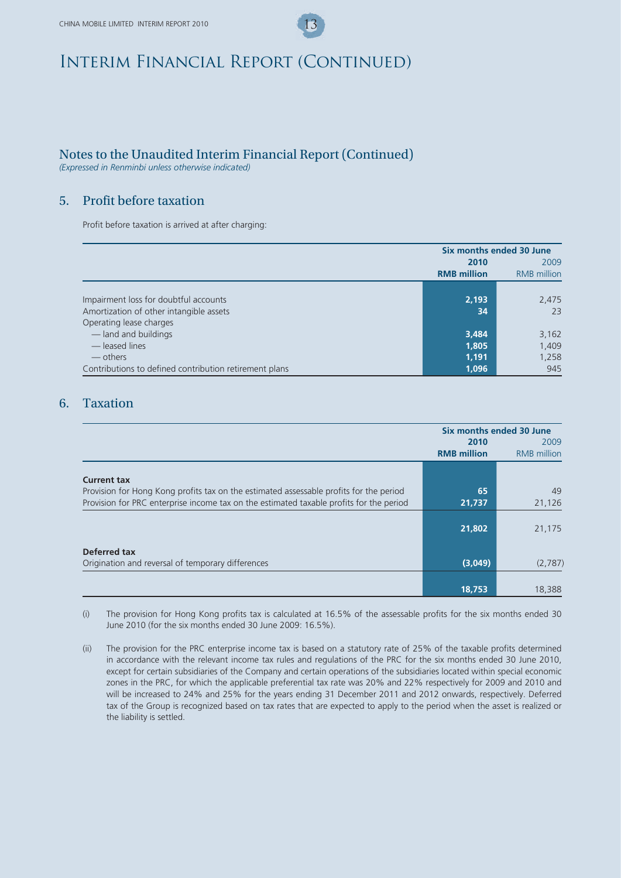# Interim Financial Report (Continued)

## Notes to the Unaudited Interim Financial Report (Continued)

*(Expressed in Renminbi unless otherwise indicated)*

### 5. Profit before taxation

Profit before taxation is arrived at after charging:

| | Six months ended 30 June | |
|---|---|---|
| | **2010** | 2009 |
| | **RMB million** | RMB million |
| Impairment loss for doubtful accounts | **2,193** | 2,475 |
| Amortization of other intangible assets | **34** | 23 |
| Operating lease charges | | |
| — land and buildings | **3,484** | 3,162 |
| — leased lines | **1,805** | 1,409 |
| — others | **1,191** | 1,258 |
| Contributions to defined contribution retirement plans | **1,096** | 945 |

### 6. Taxation

| | Six months ended 30 June | |
|---|---|---|
| | **2010** | 2009 |
| | **RMB million** | RMB million |
| **Current tax** | | |
| Provision for Hong Kong profits tax on the estimated assessable profits for the period | **65** | 49 |
| Provision for PRC enterprise income tax on the estimated taxable profits for the period | **21,737** | 21,126 |
| | **21,802** | 21,175 |
| **Deferred tax** | | |
| Origination and reversal of temporary differences | **(3,049)** | (2,787) |
| | **18,753** | 18,388 |

(i) The provision for Hong Kong profits tax is calculated at 16.5% of the assessable profits for the six months ended 30 June 2010 (for the six months ended 30 June 2009: 16.5%).

(ii) The provision for the PRC enterprise income tax is based on a statutory rate of 25% of the taxable profits determined in accordance with the relevant income tax rules and regulations of the PRC for the six months ended 30 June 2010, except for certain subsidiaries of the Company and certain operations of the subsidiaries located within special economic zones in the PRC, for which the applicable preferential tax rate was 20% and 22% respectively for 2009 and 2010 and will be increased to 24% and 25% for the years ending 31 December 2011 and 2012 onwards, respectively. Deferred tax of the Group is recognized based on tax rates that are expected to apply to the period when the asset is realized or the liability is settled.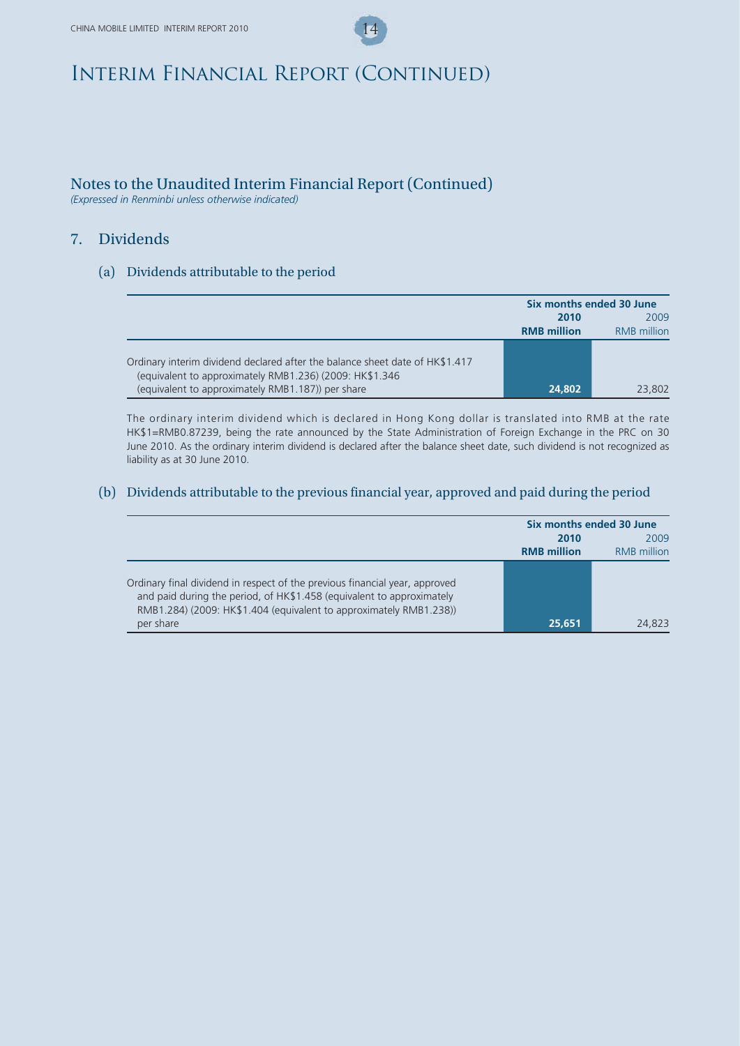# Interim Financial Report (Continued)

## Notes to the Unaudited Interim Financial Report (Continued)

*(Expressed in Renminbi unless otherwise indicated)*

## 7. Dividends

### (a) Dividends attributable to the period

| | Six months ended 30 June | |
|---|---|---|
| | **2010** | 2009 |
| | **RMB million** | RMB million |
| Ordinary interim dividend declared after the balance sheet date of HK$1.417 (equivalent to approximately RMB1.236) (2009: HK$1.346 (equivalent to approximately RMB1.187)) per share | **24,802** | 23,802 |

The ordinary interim dividend which is declared in Hong Kong dollar is translated into RMB at the rate HK$1=RMB0.87239, being the rate announced by the State Administration of Foreign Exchange in the PRC on 30 June 2010. As the ordinary interim dividend is declared after the balance sheet date, such dividend is not recognized as liability as at 30 June 2010.

### (b) Dividends attributable to the previous financial year, approved and paid during the period

| | Six months ended 30 June | |
|---|---|---|
| | **2010** | 2009 |
| | **RMB million** | RMB million |
| Ordinary final dividend in respect of the previous financial year, approved and paid during the period, of HK$1.458 (equivalent to approximately RMB1.284) (2009: HK$1.404 (equivalent to approximately RMB1.238)) per share | **25,651** | 24,823 |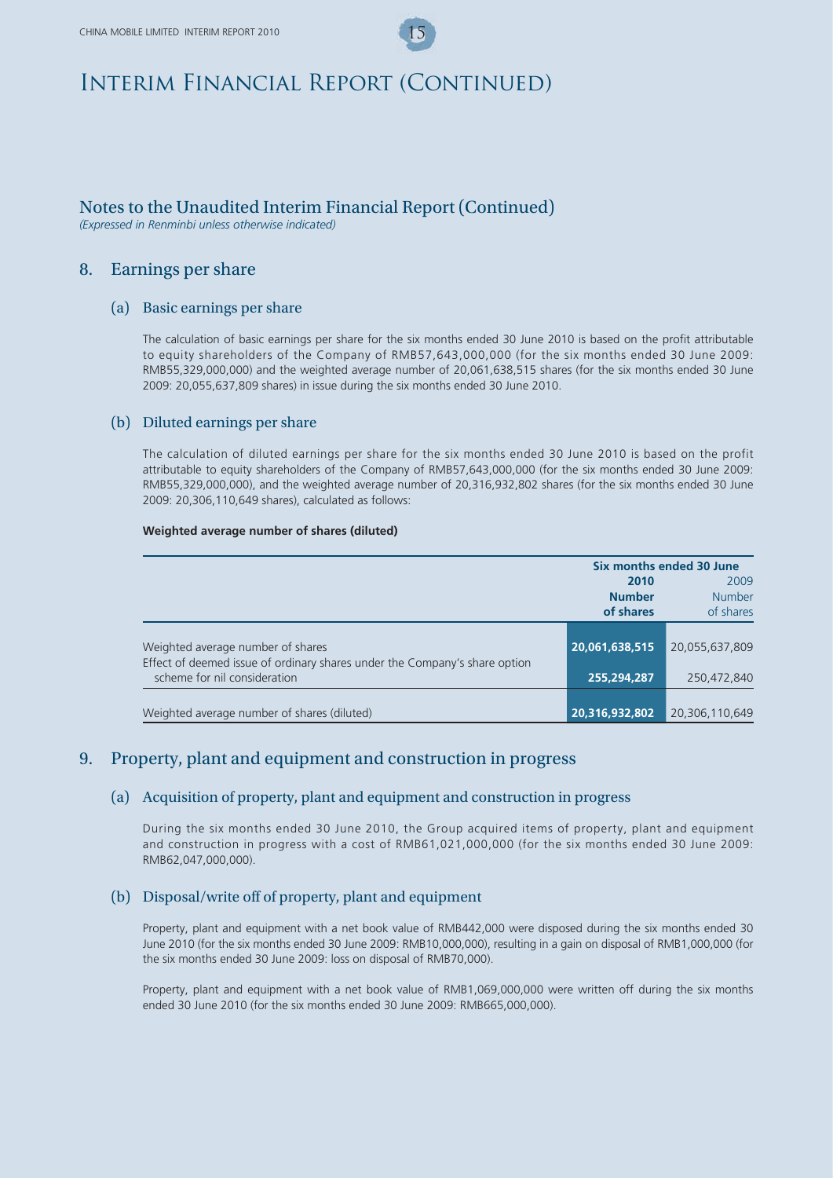# Interim Financial Report (Continued)

## Notes to the Unaudited Interim Financial Report (Continued)

*(Expressed in Renminbi unless otherwise indicated)*

## 8. Earnings per share

### (a) Basic earnings per share

The calculation of basic earnings per share for the six months ended 30 June 2010 is based on the profit attributable to equity shareholders of the Company of RMB57,643,000,000 (for the six months ended 30 June 2009: RMB55,329,000,000) and the weighted average number of 20,061,638,515 shares (for the six months ended 30 June 2009: 20,055,637,809 shares) in issue during the six months ended 30 June 2010.

### (b) Diluted earnings per share

The calculation of diluted earnings per share for the six months ended 30 June 2010 is based on the profit attributable to equity shareholders of the Company of RMB57,643,000,000 (for the six months ended 30 June 2009: RMB55,329,000,000), and the weighted average number of 20,316,932,802 shares (for the six months ended 30 June 2009: 20,306,110,649 shares), calculated as follows:

**Weighted average number of shares (diluted)**

| | Six months ended 30 June | |
|---|---|---|
| | **2010** **Number of shares** | 2009 Number of shares |
| Weighted average number of shares | **20,061,638,515** | 20,055,637,809 |
| Effect of deemed issue of ordinary shares under the Company's share option scheme for nil consideration | **255,294,287** | 250,472,840 |
| Weighted average number of shares (diluted) | **20,316,932,802** | 20,306,110,649 |

## 9. Property, plant and equipment and construction in progress

### (a) Acquisition of property, plant and equipment and construction in progress

During the six months ended 30 June 2010, the Group acquired items of property, plant and equipment and construction in progress with a cost of RMB61,021,000,000 (for the six months ended 30 June 2009: RMB62,047,000,000).

### (b) Disposal/write off of property, plant and equipment

Property, plant and equipment with a net book value of RMB442,000 were disposed during the six months ended 30 June 2010 (for the six months ended 30 June 2009: RMB10,000,000), resulting in a gain on disposal of RMB1,000,000 (for the six months ended 30 June 2009: loss on disposal of RMB70,000).

Property, plant and equipment with a net book value of RMB1,069,000,000 were written off during the six months ended 30 June 2010 (for the six months ended 30 June 2009: RMB665,000,000).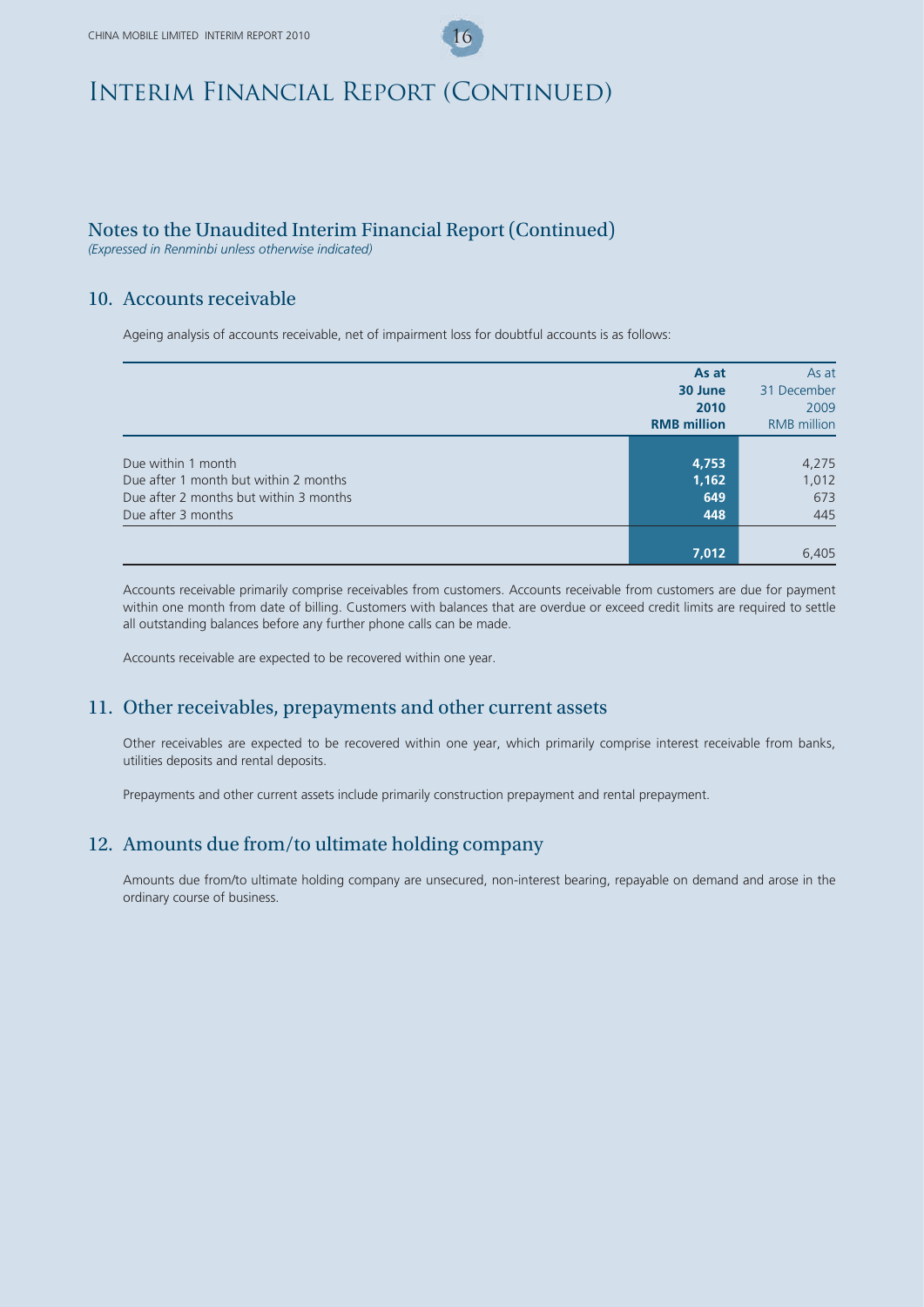# Interim Financial Report (Continued)

## Notes to the Unaudited Interim Financial Report (Continued)

*(Expressed in Renminbi unless otherwise indicated)*

### 10. Accounts receivable

Ageing analysis of accounts receivable, net of impairment loss for doubtful accounts is as follows:

| | **As at 30 June 2010 RMB million** | As at 31 December 2009 RMB million |
|---|---|---|
| Due within 1 month | **4,753** | 4,275 |
| Due after 1 month but within 2 months | **1,162** | 1,012 |
| Due after 2 months but within 3 months | **649** | 673 |
| Due after 3 months | **448** | 445 |
| | **7,012** | 6,405 |

Accounts receivable primarily comprise receivables from customers. Accounts receivable from customers are due for payment within one month from date of billing. Customers with balances that are overdue or exceed credit limits are required to settle all outstanding balances before any further phone calls can be made.

Accounts receivable are expected to be recovered within one year.

### 11. Other receivables, prepayments and other current assets

Other receivables are expected to be recovered within one year, which primarily comprise interest receivable from banks, utilities deposits and rental deposits.

Prepayments and other current assets include primarily construction prepayment and rental prepayment.

### 12. Amounts due from/to ultimate holding company

Amounts due from/to ultimate holding company are unsecured, non-interest bearing, repayable on demand and arose in the ordinary course of business.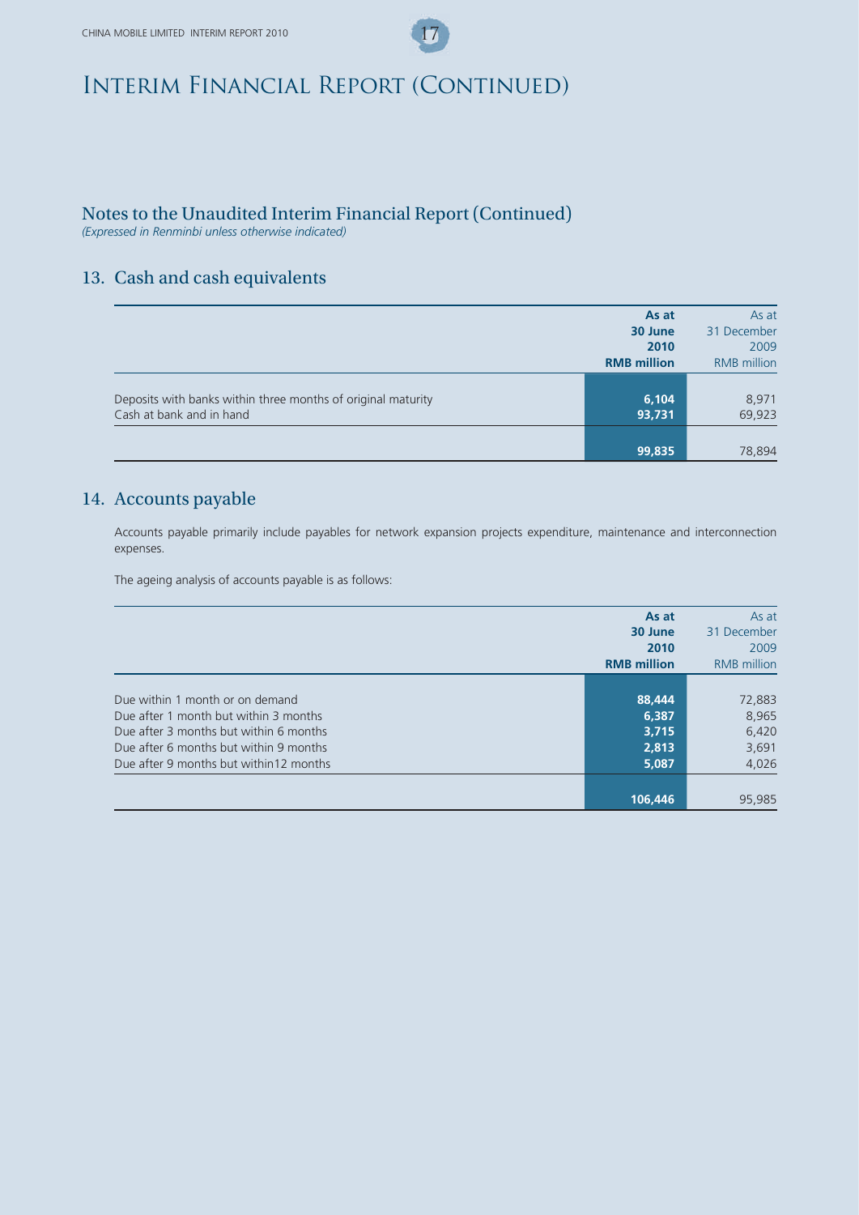# Interim Financial Report (Continued)

## Notes to the Unaudited Interim Financial Report (Continued)

*(Expressed in Renminbi unless otherwise indicated)*

## 13. Cash and cash equivalents

| | **As at 30 June 2010 RMB million** | As at 31 December 2009 RMB million |
|---|---|---|
| Deposits with banks within three months of original maturity | **6,104** | 8,971 |
| Cash at bank and in hand | **93,731** | 69,923 |
| | **99,835** | 78,894 |

## 14. Accounts payable

Accounts payable primarily include payables for network expansion projects expenditure, maintenance and interconnection expenses.

The ageing analysis of accounts payable is as follows:

| | **As at 30 June 2010 RMB million** | As at 31 December 2009 RMB million |
|---|---|---|
| Due within 1 month or on demand | **88,444** | 72,883 |
| Due after 1 month but within 3 months | **6,387** | 8,965 |
| Due after 3 months but within 6 months | **3,715** | 6,420 |
| Due after 6 months but within 9 months | **2,813** | 3,691 |
| Due after 9 months but within12 months | **5,087** | 4,026 |
| | **106,446** | 95,985 |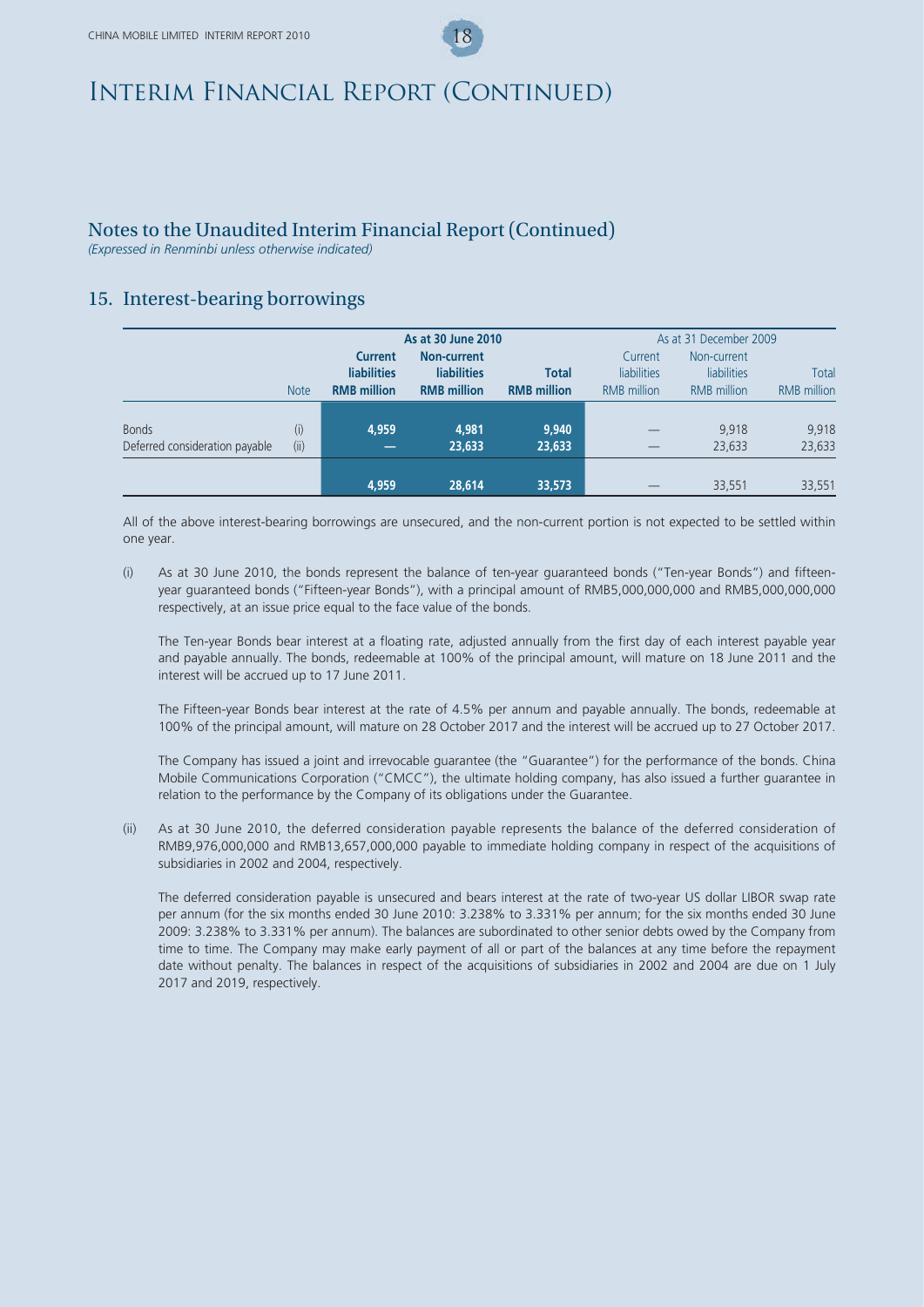# Interim Financial Report (Continued)

## Notes to the Unaudited Interim Financial Report (Continued)

*(Expressed in Renminbi unless otherwise indicated)*

## 15. Interest-bearing borrowings

| | Note | As at 30 June 2010 | | | As at 31 December 2009 | | |
|---|---|---|---|---|---|---|---|
| | | **Current liabilities RMB million** | **Non-current liabilities RMB million** | **Total RMB million** | Current liabilities RMB million | Non-current liabilities RMB million | Total RMB million |
| Bonds | (i) | **4,959** | **4,981** | **9,940** | — | 9,918 | 9,918 |
| Deferred consideration payable | (ii) | **—** | **23,633** | **23,633** | — | 23,633 | 23,633 |
| | | **4,959** | **28,614** | **33,573** | — | 33,551 | 33,551 |

All of the above interest-bearing borrowings are unsecured, and the non-current portion is not expected to be settled within one year.

(i) As at 30 June 2010, the bonds represent the balance of ten-year guaranteed bonds ("Ten-year Bonds") and fifteen-year guaranteed bonds ("Fifteen-year Bonds"), with a principal amount of RMB5,000,000,000 and RMB5,000,000,000 respectively, at an issue price equal to the face value of the bonds.

The Ten-year Bonds bear interest at a floating rate, adjusted annually from the first day of each interest payable year and payable annually. The bonds, redeemable at 100% of the principal amount, will mature on 18 June 2011 and the interest will be accrued up to 17 June 2011.

The Fifteen-year Bonds bear interest at the rate of 4.5% per annum and payable annually. The bonds, redeemable at 100% of the principal amount, will mature on 28 October 2017 and the interest will be accrued up to 27 October 2017.

The Company has issued a joint and irrevocable guarantee (the "Guarantee") for the performance of the bonds. China Mobile Communications Corporation ("CMCC"), the ultimate holding company, has also issued a further guarantee in relation to the performance by the Company of its obligations under the Guarantee.

(ii) As at 30 June 2010, the deferred consideration payable represents the balance of the deferred consideration of RMB9,976,000,000 and RMB13,657,000,000 payable to immediate holding company in respect of the acquisitions of subsidiaries in 2002 and 2004, respectively.

The deferred consideration payable is unsecured and bears interest at the rate of two-year US dollar LIBOR swap rate per annum (for the six months ended 30 June 2010: 3.238% to 3.331% per annum; for the six months ended 30 June 2009: 3.238% to 3.331% per annum). The balances are subordinated to other senior debts owed by the Company from time to time. The Company may make early payment of all or part of the balances at any time before the repayment date without penalty. The balances in respect of the acquisitions of subsidiaries in 2002 and 2004 are due on 1 July 2017 and 2019, respectively.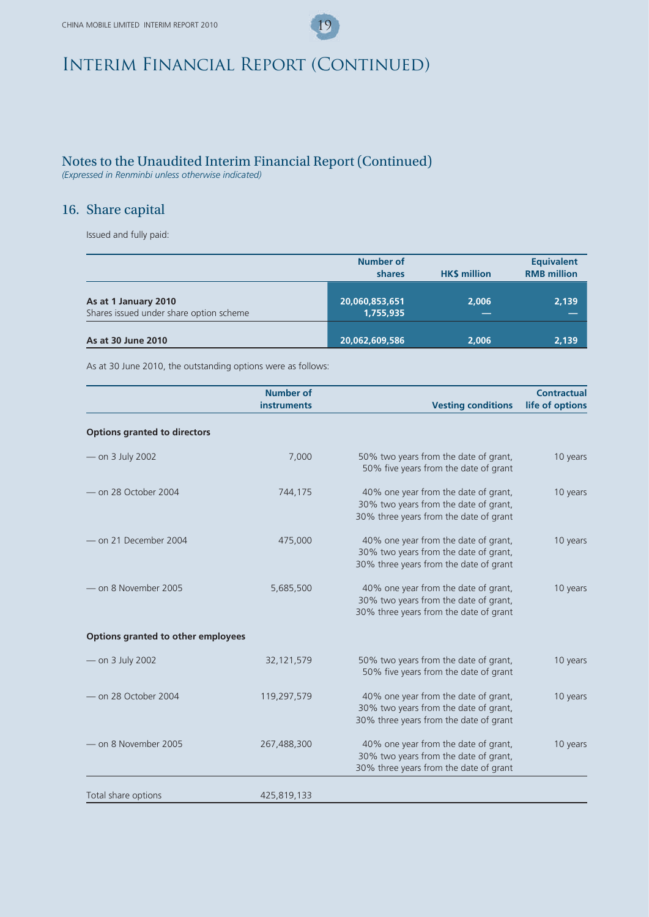# Interim Financial Report (Continued)

## Notes to the Unaudited Interim Financial Report (Continued)

*(Expressed in Renminbi unless otherwise indicated)*

### 16. Share capital

Issued and fully paid:

| | Number of shares | HK$ million | Equivalent RMB million |
|---|---|---|---|
| **As at 1 January 2010** | 20,060,853,651 | 2,006 | 2,139 |
| Shares issued under share option scheme | 1,755,935 | — | — |
| **As at 30 June 2010** | 20,062,609,586 | 2,006 | 2,139 |

As at 30 June 2010, the outstanding options were as follows:

| | Number of instruments | Vesting conditions | Contractual life of options |
|---|---|---|---|
| **Options granted to directors** | | | |
| — on 3 July 2002 | 7,000 | 50% two years from the date of grant, 50% five years from the date of grant | 10 years |
| — on 28 October 2004 | 744,175 | 40% one year from the date of grant, 30% two years from the date of grant, 30% three years from the date of grant | 10 years |
| — on 21 December 2004 | 475,000 | 40% one year from the date of grant, 30% two years from the date of grant, 30% three years from the date of grant | 10 years |
| — on 8 November 2005 | 5,685,500 | 40% one year from the date of grant, 30% two years from the date of grant, 30% three years from the date of grant | 10 years |
| **Options granted to other employees** | | | |
| — on 3 July 2002 | 32,121,579 | 50% two years from the date of grant, 50% five years from the date of grant | 10 years |
| — on 28 October 2004 | 119,297,579 | 40% one year from the date of grant, 30% two years from the date of grant, 30% three years from the date of grant | 10 years |
| — on 8 November 2005 | 267,488,300 | 40% one year from the date of grant, 30% two years from the date of grant, 30% three years from the date of grant | 10 years |
| Total share options | 425,819,133 | | |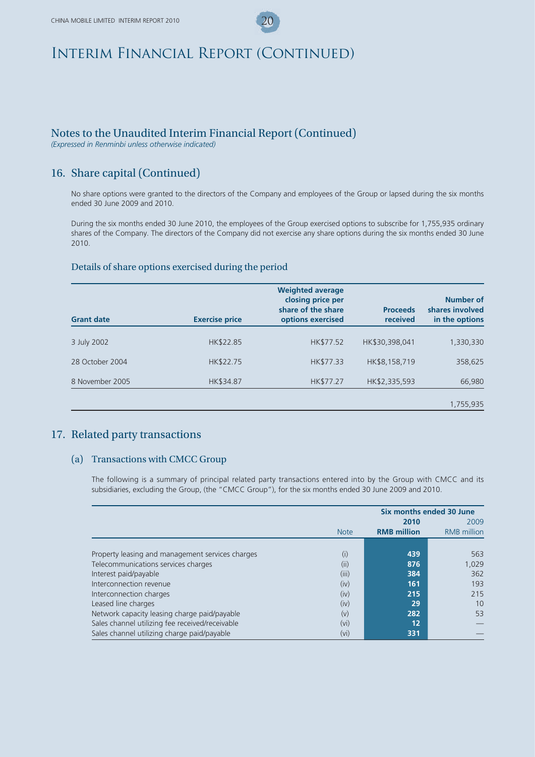# Interim Financial Report (Continued)

## Notes to the Unaudited Interim Financial Report (Continued)

*(Expressed in Renminbi unless otherwise indicated)*

## 16. Share capital (Continued)

No share options were granted to the directors of the Company and employees of the Group or lapsed during the six months ended 30 June 2009 and 2010.

During the six months ended 30 June 2010, the employees of the Group exercised options to subscribe for 1,755,935 ordinary shares of the Company. The directors of the Company did not exercise any share options during the six months ended 30 June 2010.

### Details of share options exercised during the period

| Grant date | Exercise price | Weighted average closing price per share of the share options exercised | Proceeds received | Number of shares involved in the options |
|---|---|---|---|---|
| 3 July 2002 | HK$22.85 | HK$77.52 | HK$30,398,041 | 1,330,330 |
| 28 October 2004 | HK$22.75 | HK$77.33 | HK$8,158,719 | 358,625 |
| 8 November 2005 | HK$34.87 | HK$77.27 | HK$2,335,593 | 66,980 |
| | | | | 1,755,935 |

## 17. Related party transactions

### (a) Transactions with CMCC Group

The following is a summary of principal related party transactions entered into by the Group with CMCC and its subsidiaries, excluding the Group, (the "CMCC Group"), for the six months ended 30 June 2009 and 2010.

| | | Six months ended 30 June | |
|---|---|---|---|
| | | **2010** | 2009 |
| | Note | **RMB million** | RMB million |
| Property leasing and management services charges | (i) | **439** | 563 |
| Telecommunications services charges | (ii) | **876** | 1,029 |
| Interest paid/payable | (iii) | **384** | 362 |
| Interconnection revenue | (iv) | **161** | 193 |
| Interconnection charges | (iv) | **215** | 215 |
| Leased line charges | (iv) | **29** | 10 |
| Network capacity leasing charge paid/payable | (v) | **282** | 53 |
| Sales channel utilizing fee received/receivable | (vi) | **12** | — |
| Sales channel utilizing charge paid/payable | (vi) | **331** | — |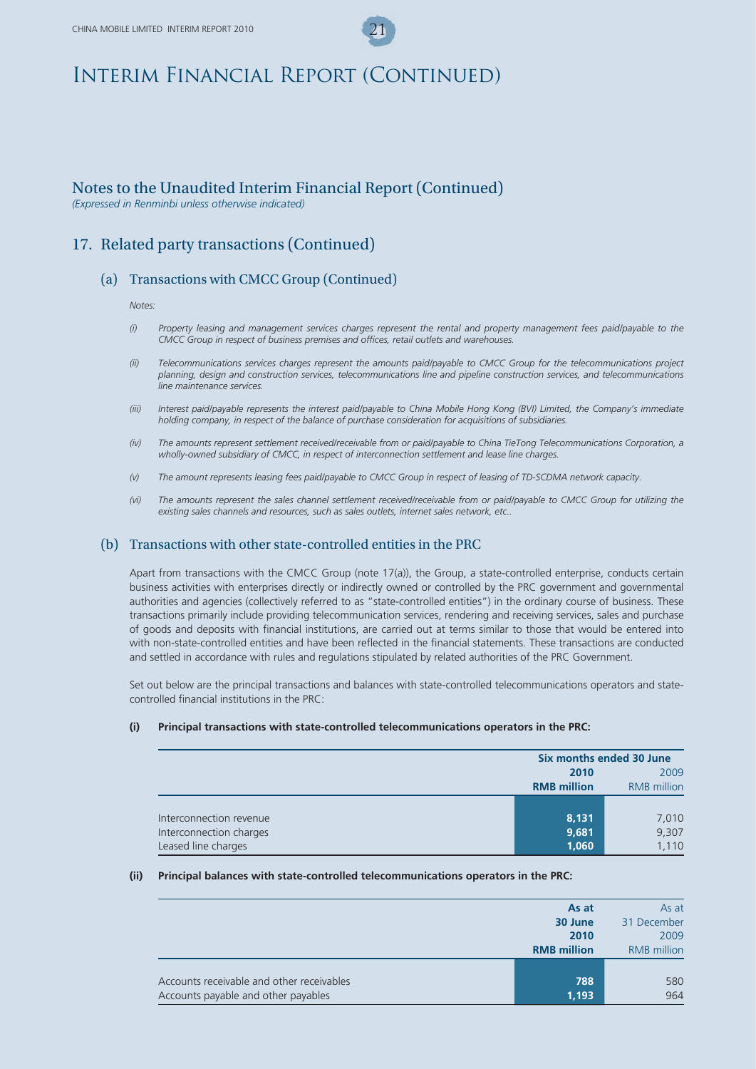# Interim Financial Report (Continued)

## Notes to the Unaudited Interim Financial Report (Continued)

*(Expressed in Renminbi unless otherwise indicated)*

## 17. Related party transactions (Continued)

### (a) Transactions with CMCC Group (Continued)

*Notes:*

*(i) Property leasing and management services charges represent the rental and property management fees paid/payable to the CMCC Group in respect of business premises and offices, retail outlets and warehouses.*

*(ii) Telecommunications services charges represent the amounts paid/payable to CMCC Group for the telecommunications project planning, design and construction services, telecommunications line and pipeline construction services, and telecommunications line maintenance services.*

*(iii) Interest paid/payable represents the interest paid/payable to China Mobile Hong Kong (BVI) Limited, the Company's immediate holding company, in respect of the balance of purchase consideration for acquisitions of subsidiaries.*

*(iv) The amounts represent settlement received/receivable from or paid/payable to China TieTong Telecommunications Corporation, a wholly-owned subsidiary of CMCC, in respect of interconnection settlement and lease line charges.*

*(v) The amount represents leasing fees paid/payable to CMCC Group in respect of leasing of TD-SCDMA network capacity.*

*(vi) The amounts represent the sales channel settlement received/receivable from or paid/payable to CMCC Group for utilizing the existing sales channels and resources, such as sales outlets, internet sales network, etc..*

### (b) Transactions with other state-controlled entities in the PRC

Apart from transactions with the CMCC Group (note 17(a)), the Group, a state-controlled enterprise, conducts certain business activities with enterprises directly or indirectly owned or controlled by the PRC government and governmental authorities and agencies (collectively referred to as "state-controlled entities") in the ordinary course of business. These transactions primarily include providing telecommunication services, rendering and receiving services, sales and purchase of goods and deposits with financial institutions, are carried out at terms similar to those that would be entered into with non-state-controlled entities and have been reflected in the financial statements. These transactions are conducted and settled in accordance with rules and regulations stipulated by related authorities of the PRC Government.

Set out below are the principal transactions and balances with state-controlled telecommunications operators and state-controlled financial institutions in the PRC:

**(i) Principal transactions with state-controlled telecommunications operators in the PRC:**

| | Six months ended 30 June | |
|---|---|---|
| | **2010** | 2009 |
| | **RMB million** | RMB million |
| Interconnection revenue | **8,131** | 7,010 |
| Interconnection charges | **9,681** | 9,307 |
| Leased line charges | **1,060** | 1,110 |

**(ii) Principal balances with state-controlled telecommunications operators in the PRC:**

| | **As at 30 June 2010** | As at 31 December 2009 |
|---|---|---|
| | **RMB million** | RMB million |
| Accounts receivable and other receivables | **788** | 580 |
| Accounts payable and other payables | **1,193** | 964 |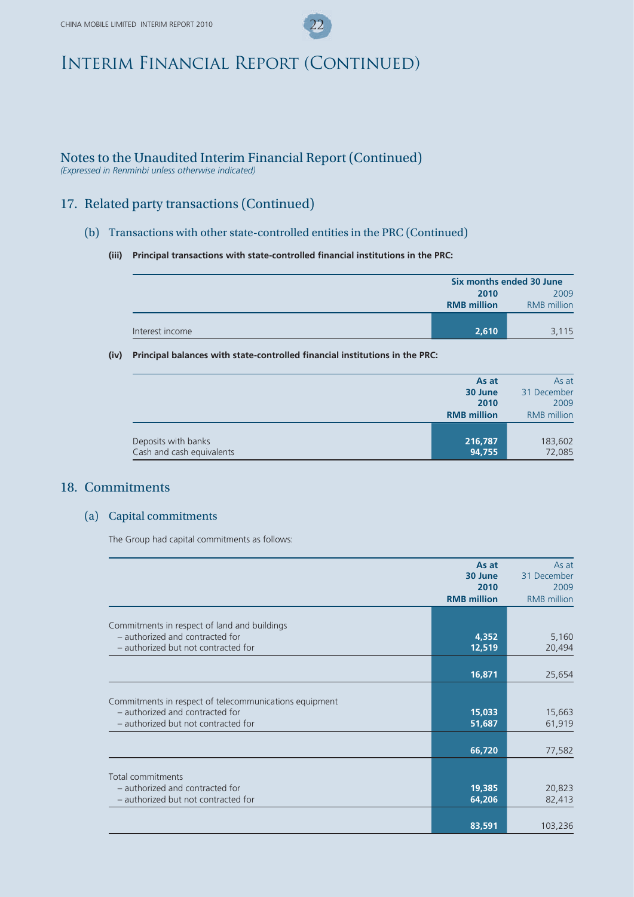# Interim Financial Report (Continued)

## Notes to the Unaudited Interim Financial Report (Continued)

*(Expressed in Renminbi unless otherwise indicated)*

## 17. Related party transactions (Continued)

### (b) Transactions with other state-controlled entities in the PRC (Continued)

**(iii) Principal transactions with state-controlled financial institutions in the PRC:**

| | Six months ended 30 June | |
|---|---|---|
| | **2010** | 2009 |
| | **RMB million** | RMB million |
| Interest income | **2,610** | 3,115 |

**(iv) Principal balances with state-controlled financial institutions in the PRC:**

| | **As at 30 June 2010** | As at 31 December 2009 |
|---|---|---|
| | **RMB million** | RMB million |
| Deposits with banks | **216,787** | 183,602 |
| Cash and cash equivalents | **94,755** | 72,085 |

## 18. Commitments

### (a) Capital commitments

The Group had capital commitments as follows:

| | **As at 30 June 2010** | As at 31 December 2009 |
|---|---|---|
| | **RMB million** | RMB million |
| Commitments in respect of land and buildings | | |
| – authorized and contracted for | **4,352** | 5,160 |
| – authorized but not contracted for | **12,519** | 20,494 |
| | **16,871** | 25,654 |
| Commitments in respect of telecommunications equipment | | |
| – authorized and contracted for | **15,033** | 15,663 |
| – authorized but not contracted for | **51,687** | 61,919 |
| | **66,720** | 77,582 |
| Total commitments | | |
| – authorized and contracted for | **19,385** | 20,823 |
| – authorized but not contracted for | **64,206** | 82,413 |
| | **83,591** | 103,236 |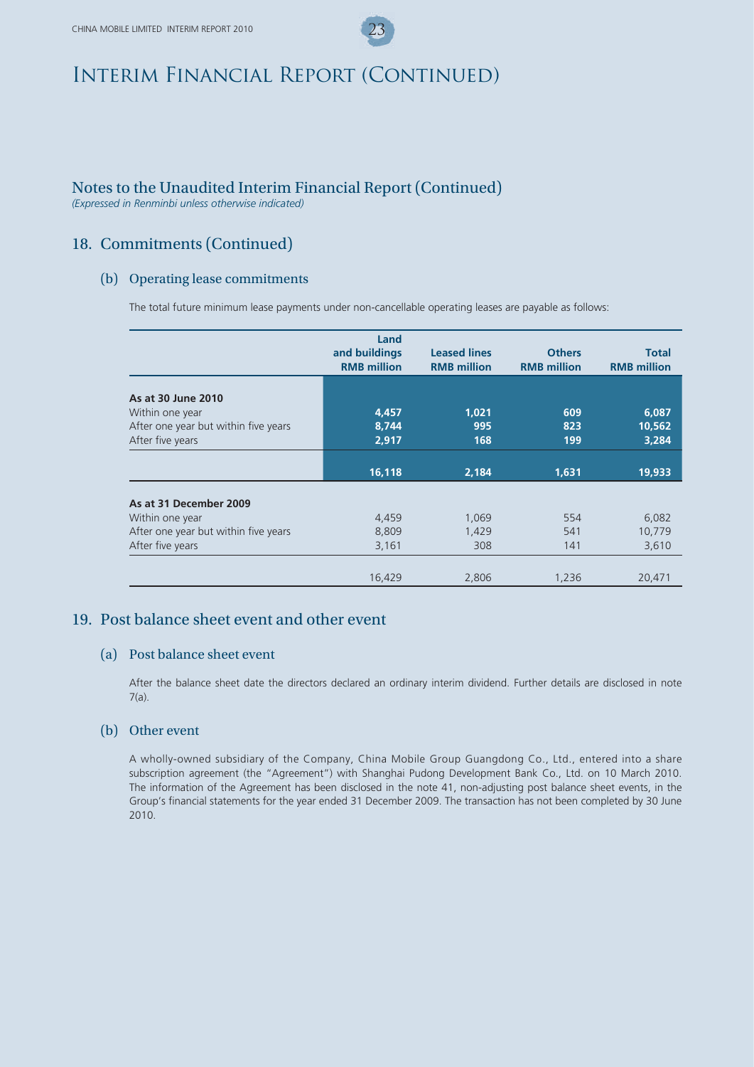# Interim Financial Report (Continued)

## Notes to the Unaudited Interim Financial Report (Continued)

*(Expressed in Renminbi unless otherwise indicated)*

## 18. Commitments (Continued)

### (b) Operating lease commitments

The total future minimum lease payments under non-cancellable operating leases are payable as follows:

| | Land and buildings RMB million | Leased lines RMB million | Others RMB million | Total RMB million |
|---|---|---|---|---|
| **As at 30 June 2010** | | | | |
| Within one year | **4,457** | **1,021** | **609** | **6,087** |
| After one year but within five years | **8,744** | **995** | **823** | **10,562** |
| After five years | **2,917** | **168** | **199** | **3,284** |
| | **16,118** | **2,184** | **1,631** | **19,933** |
| **As at 31 December 2009** | | | | |
| Within one year | 4,459 | 1,069 | 554 | 6,082 |
| After one year but within five years | 8,809 | 1,429 | 541 | 10,779 |
| After five years | 3,161 | 308 | 141 | 3,610 |
| | 16,429 | 2,806 | 1,236 | 20,471 |

## 19. Post balance sheet event and other event

### (a) Post balance sheet event

After the balance sheet date the directors declared an ordinary interim dividend. Further details are disclosed in note 7(a).

### (b) Other event

A wholly-owned subsidiary of the Company, China Mobile Group Guangdong Co., Ltd., entered into a share subscription agreement (the "Agreement") with Shanghai Pudong Development Bank Co., Ltd. on 10 March 2010. The information of the Agreement has been disclosed in the note 41, non-adjusting post balance sheet events, in the Group's financial statements for the year ended 31 December 2009. The transaction has not been completed by 30 June 2010.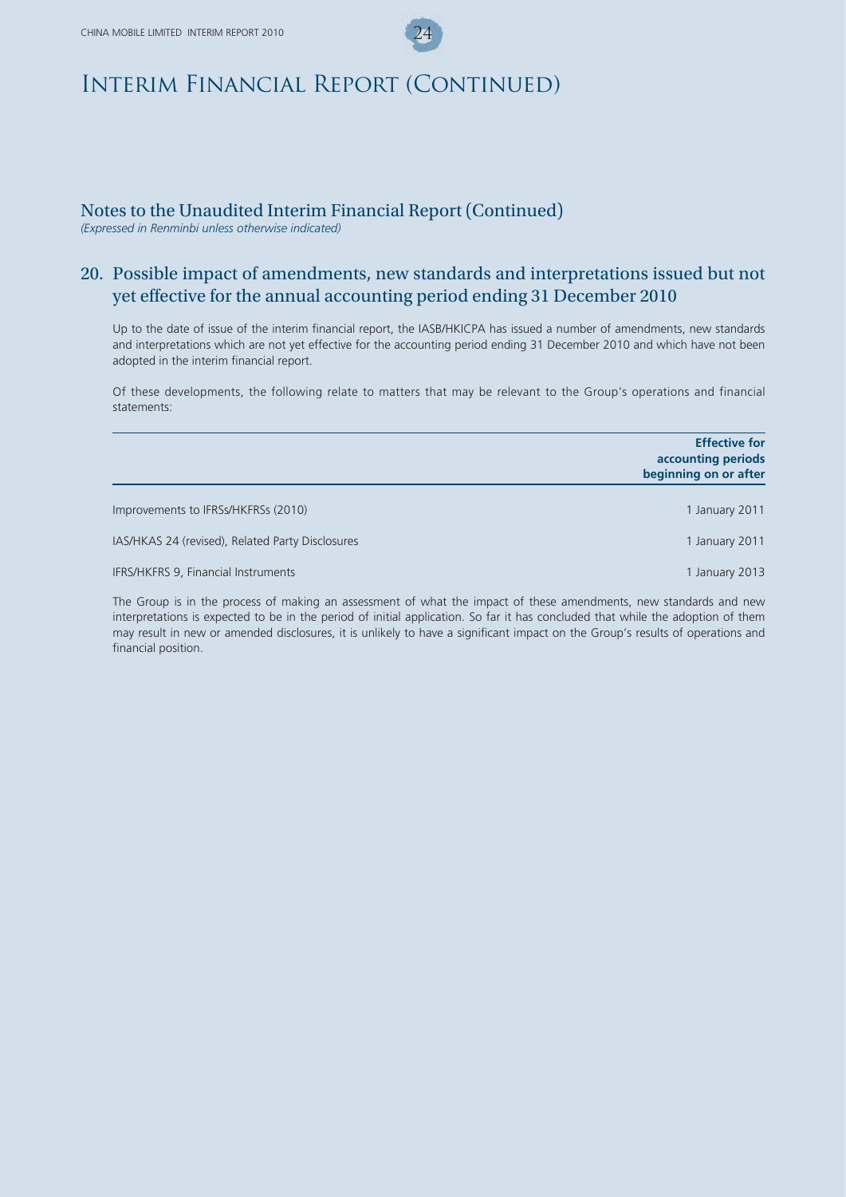# Interim Financial Report (Continued)

## Notes to the Unaudited Interim Financial Report (Continued)

*(Expressed in Renminbi unless otherwise indicated)*

### 20. Possible impact of amendments, new standards and interpretations issued but not yet effective for the annual accounting period ending 31 December 2010

Up to the date of issue of the interim financial report, the IASB/HKICPA has issued a number of amendments, new standards and interpretations which are not yet effective for the accounting period ending 31 December 2010 and which have not been adopted in the interim financial report.

Of these developments, the following relate to matters that may be relevant to the Group's operations and financial statements:

| | **Effective for accounting periods beginning on or after** |
|---|---|
| Improvements to IFRSs/HKFRSs (2010) | 1 January 2011 |
| IAS/HKAS 24 (revised), Related Party Disclosures | 1 January 2011 |
| IFRS/HKFRS 9, Financial Instruments | 1 January 2013 |

The Group is in the process of making an assessment of what the impact of these amendments, new standards and new interpretations is expected to be in the period of initial application. So far it has concluded that while the adoption of them may result in new or amended disclosures, it is unlikely to have a significant impact on the Group's results of operations and financial position.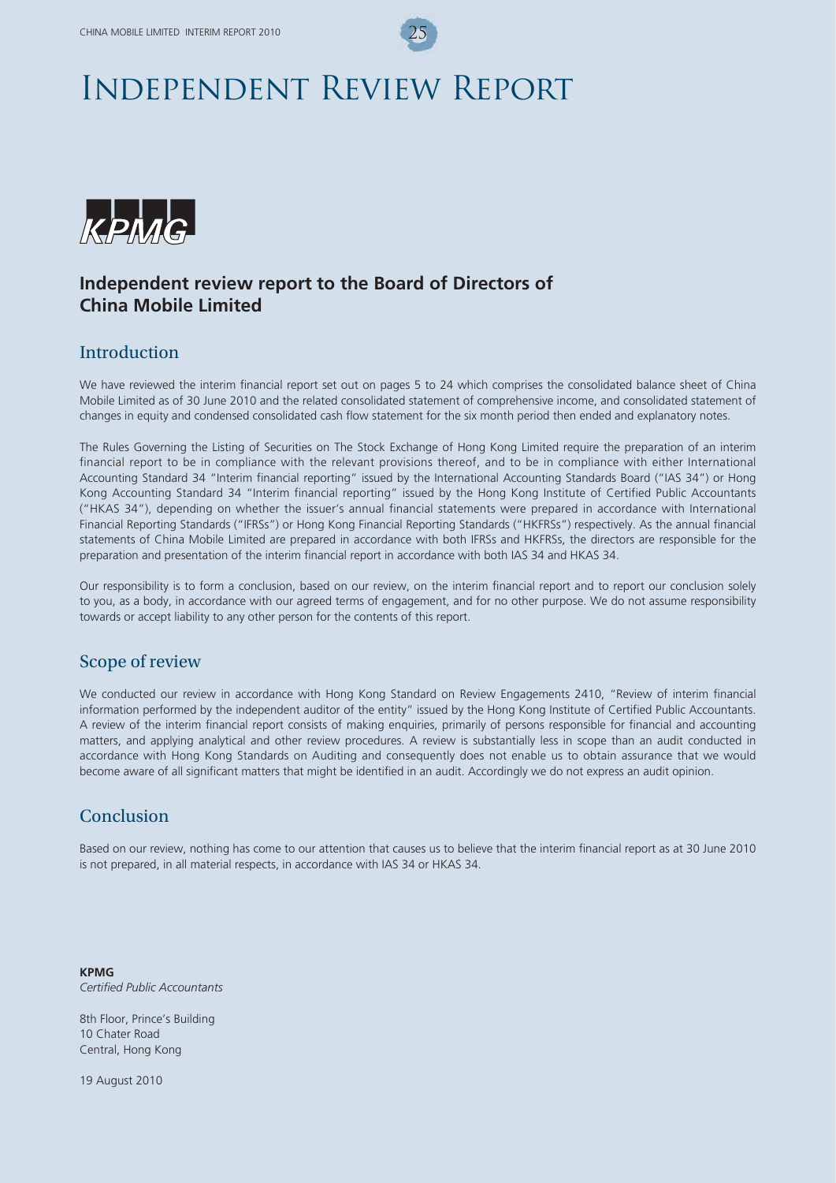# Independent Review Report

KPMG

## Independent review report to the Board of Directors of China Mobile Limited

### Introduction

We have reviewed the interim financial report set out on pages 5 to 24 which comprises the consolidated balance sheet of China Mobile Limited as of 30 June 2010 and the related consolidated statement of comprehensive income, and consolidated statement of changes in equity and condensed consolidated cash flow statement for the six month period then ended and explanatory notes.

The Rules Governing the Listing of Securities on The Stock Exchange of Hong Kong Limited require the preparation of an interim financial report to be in compliance with the relevant provisions thereof, and to be in compliance with either International Accounting Standard 34 "Interim financial reporting" issued by the International Accounting Standards Board ("IAS 34") or Hong Kong Accounting Standard 34 "Interim financial reporting" issued by the Hong Kong Institute of Certified Public Accountants ("HKAS 34"), depending on whether the issuer's annual financial statements were prepared in accordance with International Financial Reporting Standards ("IFRSs") or Hong Kong Financial Reporting Standards ("HKFRSs") respectively. As the annual financial statements of China Mobile Limited are prepared in accordance with both IFRSs and HKFRSs, the directors are responsible for the preparation and presentation of the interim financial report in accordance with both IAS 34 and HKAS 34.

Our responsibility is to form a conclusion, based on our review, on the interim financial report and to report our conclusion solely to you, as a body, in accordance with our agreed terms of engagement, and for no other purpose. We do not assume responsibility towards or accept liability to any other person for the contents of this report.

### Scope of review

We conducted our review in accordance with Hong Kong Standard on Review Engagements 2410, "Review of interim financial information performed by the independent auditor of the entity" issued by the Hong Kong Institute of Certified Public Accountants. A review of the interim financial report consists of making enquiries, primarily of persons responsible for financial and accounting matters, and applying analytical and other review procedures. A review is substantially less in scope than an audit conducted in accordance with Hong Kong Standards on Auditing and consequently does not enable us to obtain assurance that we would become aware of all significant matters that might be identified in an audit. Accordingly we do not express an audit opinion.

### Conclusion

Based on our review, nothing has come to our attention that causes us to believe that the interim financial report as at 30 June 2010 is not prepared, in all material respects, in accordance with IAS 34 or HKAS 34.

**KPMG**
*Certified Public Accountants*

8th Floor, Prince's Building
10 Chater Road
Central, Hong Kong

19 August 2010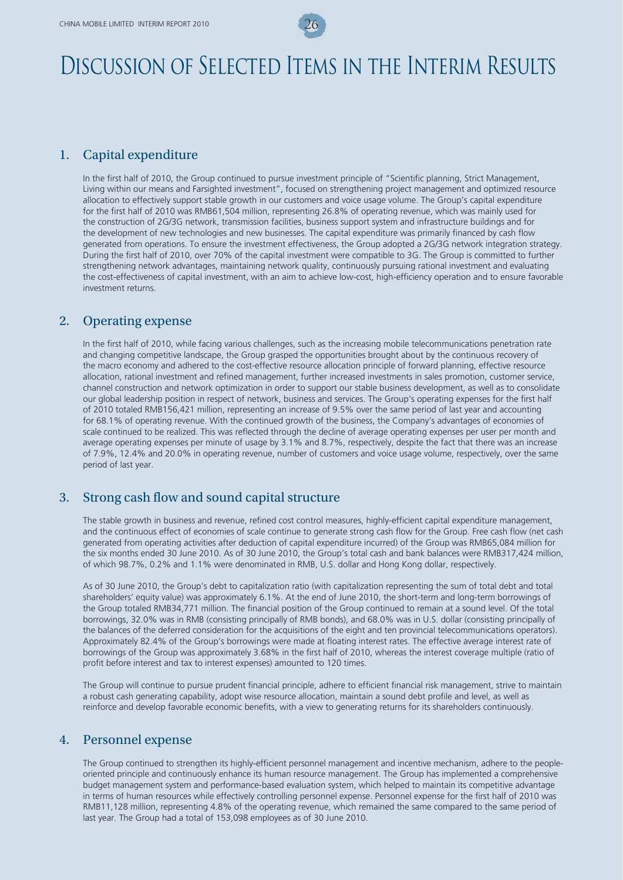# Discussion of Selected Items in the Interim Results

## 1. Capital expenditure

In the first half of 2010, the Group continued to pursue investment principle of "Scientific planning, Strict Management, Living within our means and Farsighted investment", focused on strengthening project management and optimized resource allocation to effectively support stable growth in our customers and voice usage volume. The Group's capital expenditure for the first half of 2010 was RMB61,504 million, representing 26.8% of operating revenue, which was mainly used for the construction of 2G/3G network, transmission facilities, business support system and infrastructure buildings and for the development of new technologies and new businesses. The capital expenditure was primarily financed by cash flow generated from operations. To ensure the investment effectiveness, the Group adopted a 2G/3G network integration strategy. During the first half of 2010, over 70% of the capital investment were compatible to 3G. The Group is committed to further strengthening network advantages, maintaining network quality, continuously pursuing rational investment and evaluating the cost-effectiveness of capital investment, with an aim to achieve low-cost, high-efficiency operation and to ensure favorable investment returns.

## 2. Operating expense

In the first half of 2010, while facing various challenges, such as the increasing mobile telecommunications penetration rate and changing competitive landscape, the Group grasped the opportunities brought about by the continuous recovery of the macro economy and adhered to the cost-effective resource allocation principle of forward planning, effective resource allocation, rational investment and refined management, further increased investments in sales promotion, customer service, channel construction and network optimization in order to support our stable business development, as well as to consolidate our global leadership position in respect of network, business and services. The Group's operating expenses for the first half of 2010 totaled RMB156,421 million, representing an increase of 9.5% over the same period of last year and accounting for 68.1% of operating revenue. With the continued growth of the business, the Company's advantages of economies of scale continued to be realized. This was reflected through the decline of average operating expenses per user per month and average operating expenses per minute of usage by 3.1% and 8.7%, respectively, despite the fact that there was an increase of 7.9%, 12.4% and 20.0% in operating revenue, number of customers and voice usage volume, respectively, over the same period of last year.

## 3. Strong cash flow and sound capital structure

The stable growth in business and revenue, refined cost control measures, highly-efficient capital expenditure management, and the continuous effect of economies of scale continue to generate strong cash flow for the Group. Free cash flow (net cash generated from operating activities after deduction of capital expenditure incurred) of the Group was RMB65,084 million for the six months ended 30 June 2010. As of 30 June 2010, the Group's total cash and bank balances were RMB317,424 million, of which 98.7%, 0.2% and 1.1% were denominated in RMB, U.S. dollar and Hong Kong dollar, respectively.

As of 30 June 2010, the Group's debt to capitalization ratio (with capitalization representing the sum of total debt and total shareholders' equity value) was approximately 6.1%. At the end of June 2010, the short-term and long-term borrowings of the Group totaled RMB34,771 million. The financial position of the Group continued to remain at a sound level. Of the total borrowings, 32.0% was in RMB (consisting principally of RMB bonds), and 68.0% was in U.S. dollar (consisting principally of the balances of the deferred consideration for the acquisitions of the eight and ten provincial telecommunications operators). Approximately 82.4% of the Group's borrowings were made at floating interest rates. The effective average interest rate of borrowings of the Group was approximately 3.68% in the first half of 2010, whereas the interest coverage multiple (ratio of profit before interest and tax to interest expenses) amounted to 120 times.

The Group will continue to pursue prudent financial principle, adhere to efficient financial risk management, strive to maintain a robust cash generating capability, adopt wise resource allocation, maintain a sound debt profile and level, as well as reinforce and develop favorable economic benefits, with a view to generating returns for its shareholders continuously.

## 4. Personnel expense

The Group continued to strengthen its highly-efficient personnel management and incentive mechanism, adhere to the people-oriented principle and continuously enhance its human resource management. The Group has implemented a comprehensive budget management system and performance-based evaluation system, which helped to maintain its competitive advantage in terms of human resources while effectively controlling personnel expense. Personnel expense for the first half of 2010 was RMB11,128 million, representing 4.8% of the operating revenue, which remained the same compared to the same period of last year. The Group had a total of 153,098 employees as of 30 June 2010.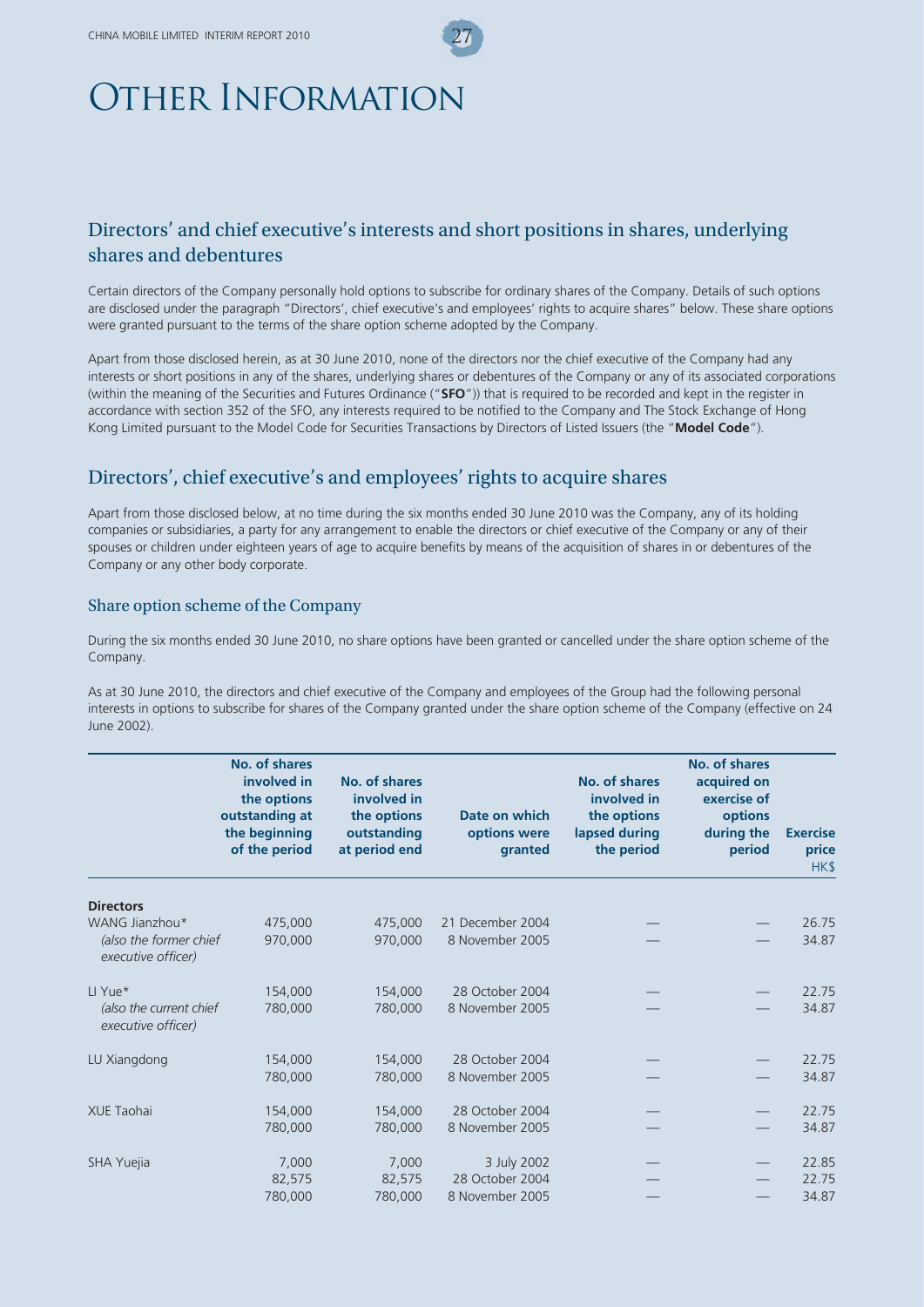# Other Information

## Directors' and chief executive's interests and short positions in shares, underlying shares and debentures

Certain directors of the Company personally hold options to subscribe for ordinary shares of the Company. Details of such options are disclosed under the paragraph "Directors', chief executive's and employees' rights to acquire shares" below. These share options were granted pursuant to the terms of the share option scheme adopted by the Company.

Apart from those disclosed herein, as at 30 June 2010, none of the directors nor the chief executive of the Company had any interests or short positions in any of the shares, underlying shares or debentures of the Company or any of its associated corporations (within the meaning of the Securities and Futures Ordinance ("**SFO**")) that is required to be recorded and kept in the register in accordance with section 352 of the SFO, any interests required to be notified to the Company and The Stock Exchange of Hong Kong Limited pursuant to the Model Code for Securities Transactions by Directors of Listed Issuers (the "**Model Code**").

## Directors', chief executive's and employees' rights to acquire shares

Apart from those disclosed below, at no time during the six months ended 30 June 2010 was the Company, any of its holding companies or subsidiaries, a party for any arrangement to enable the directors or chief executive of the Company or any of their spouses or children under eighteen years of age to acquire benefits by means of the acquisition of shares in or debentures of the Company or any other body corporate.

### Share option scheme of the Company

During the six months ended 30 June 2010, no share options have been granted or cancelled under the share option scheme of the Company.

As at 30 June 2010, the directors and chief executive of the Company and employees of the Group had the following personal interests in options to subscribe for shares of the Company granted under the share option scheme of the Company (effective on 24 June 2002).

| | No. of shares involved in the options outstanding at the beginning of the period | No. of shares involved in the options outstanding at period end | Date on which options were granted | No. of shares involved in the options lapsed during the period | No. of shares acquired on exercise of options during the period | Exercise price HK$ |
|---|---|---|---|---|---|---|
| **Directors** | | | | | | |
| WANG Jianzhou* | 475,000 | 475,000 | 21 December 2004 | — | — | 26.75 |
| *(also the former chief executive officer)* | 970,000 | 970,000 | 8 November 2005 | — | — | 34.87 |
| LI Yue* | 154,000 | 154,000 | 28 October 2004 | — | — | 22.75 |
| *(also the current chief executive officer)* | 780,000 | 780,000 | 8 November 2005 | — | — | 34.87 |
| LU Xiangdong | 154,000 | 154,000 | 28 October 2004 | — | — | 22.75 |
| | 780,000 | 780,000 | 8 November 2005 | — | — | 34.87 |
| XUE Taohai | 154,000 | 154,000 | 28 October 2004 | — | — | 22.75 |
| | 780,000 | 780,000 | 8 November 2005 | — | — | 34.87 |
| SHA Yuejia | 7,000 | 7,000 | 3 July 2002 | — | — | 22.85 |
| | 82,575 | 82,575 | 28 October 2004 | — | — | 22.75 |
| | 780,000 | 780,000 | 8 November 2005 | — | — | 34.87 |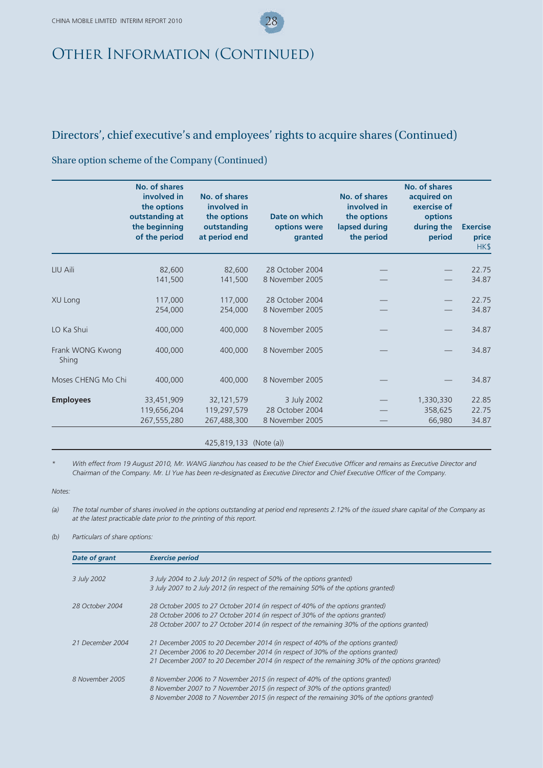# Other Information (Continued)

## Directors', chief executive's and employees' rights to acquire shares (Continued)

### Share option scheme of the Company (Continued)

| | No. of shares involved in the options outstanding at the beginning of the period | No. of shares involved in the options outstanding at period end | Date on which options were granted | No. of shares involved in the options lapsed during the period | No. of shares acquired on exercise of options during the period | Exercise price HK$ |
|---|---|---|---|---|---|---|
| LIU Aili | 82,600 | 82,600 | 28 October 2004 | — | — | 22.75 |
| | 141,500 | 141,500 | 8 November 2005 | — | — | 34.87 |
| XU Long | 117,000 | 117,000 | 28 October 2004 | — | — | 22.75 |
| | 254,000 | 254,000 | 8 November 2005 | — | — | 34.87 |
| LO Ka Shui | 400,000 | 400,000 | 8 November 2005 | — | — | 34.87 |
| Frank WONG Kwong Shing | 400,000 | 400,000 | 8 November 2005 | — | — | 34.87 |
| Moses CHENG Mo Chi | 400,000 | 400,000 | 8 November 2005 | — | — | 34.87 |
| **Employees** | 33,451,909 | 32,121,579 | 3 July 2002 | — | 1,330,330 | 22.85 |
| | 119,656,204 | 119,297,579 | 28 October 2004 | — | 358,625 | 22.75 |
| | 267,555,280 | 267,488,300 | 8 November 2005 | — | 66,980 | 34.87 |
| | | 425,819,133 (Note (a)) | | | | |

*\* With effect from 19 August 2010, Mr. WANG Jianzhou has ceased to be the Chief Executive Officer and remains as Executive Director and Chairman of the Company. Mr. LI Yue has been re-designated as Executive Director and Chief Executive Officer of the Company.*

*Notes:*

*(a) The total number of shares involved in the options outstanding at period end represents 2.12% of the issued share capital of the Company as at the latest practicable date prior to the printing of this report.*

*(b) Particulars of share options:*

| *Date of grant* | *Exercise period* |
|---|---|
| *3 July 2002* | *3 July 2004 to 2 July 2012 (in respect of 50% of the options granted)*<br>*3 July 2007 to 2 July 2012 (in respect of the remaining 50% of the options granted)* |
| *28 October 2004* | *28 October 2005 to 27 October 2014 (in respect of 40% of the options granted)*<br>*28 October 2006 to 27 October 2014 (in respect of 30% of the options granted)*<br>*28 October 2007 to 27 October 2014 (in respect of the remaining 30% of the options granted)* |
| *21 December 2004* | *21 December 2005 to 20 December 2014 (in respect of 40% of the options granted)*<br>*21 December 2006 to 20 December 2014 (in respect of 30% of the options granted)*<br>*21 December 2007 to 20 December 2014 (in respect of the remaining 30% of the options granted)* |
| *8 November 2005* | *8 November 2006 to 7 November 2015 (in respect of 40% of the options granted)*<br>*8 November 2007 to 7 November 2015 (in respect of 30% of the options granted)*<br>*8 November 2008 to 7 November 2015 (in respect of the remaining 30% of the options granted)* |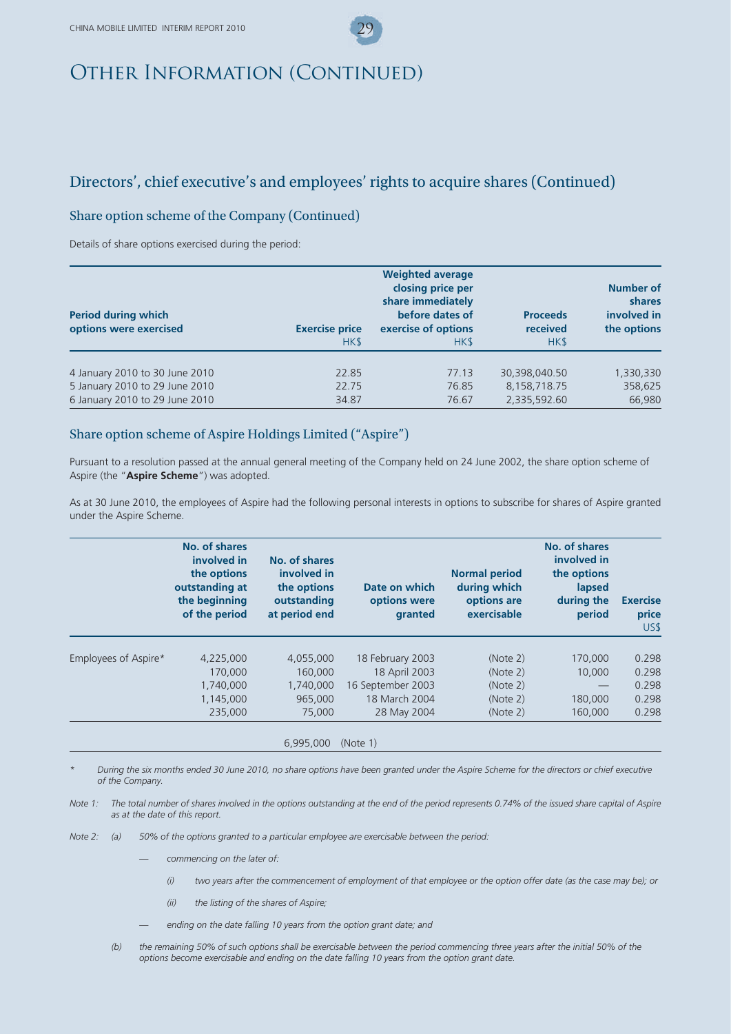# Other Information (Continued)

## Directors', chief executive's and employees' rights to acquire shares (Continued)

### Share option scheme of the Company (Continued)

Details of share options exercised during the period:

| Period during which options were exercised | Exercise price HK$ | Weighted average closing price per share immediately before dates of exercise of options HK$ | Proceeds received HK$ | Number of shares involved in the options |
|---|---|---|---|---|
| 4 January 2010 to 30 June 2010 | 22.85 | 77.13 | 30,398,040.50 | 1,330,330 |
| 5 January 2010 to 29 June 2010 | 22.75 | 76.85 | 8,158,718.75 | 358,625 |
| 6 January 2010 to 29 June 2010 | 34.87 | 76.67 | 2,335,592.60 | 66,980 |

### Share option scheme of Aspire Holdings Limited ("Aspire")

Pursuant to a resolution passed at the annual general meeting of the Company held on 24 June 2002, the share option scheme of Aspire (the "**Aspire Scheme**") was adopted.

As at 30 June 2010, the employees of Aspire had the following personal interests in options to subscribe for shares of Aspire granted under the Aspire Scheme.

| | No. of shares involved in the options outstanding at the beginning of the period | No. of shares involved in the options outstanding at period end | Date on which options were granted | Normal period during which options are exercisable | No. of shares involved in the options lapsed during the period | Exercise price US$ |
|---|---|---|---|---|---|---|
| Employees of Aspire* | 4,225,000 | 4,055,000 | 18 February 2003 | (Note 2) | 170,000 | 0.298 |
| | 170,000 | 160,000 | 18 April 2003 | (Note 2) | 10,000 | 0.298 |
| | 1,740,000 | 1,740,000 | 16 September 2003 | (Note 2) | — | 0.298 |
| | 1,145,000 | 965,000 | 18 March 2004 | (Note 2) | 180,000 | 0.298 |
| | 235,000 | 75,000 | 28 May 2004 | (Note 2) | 160,000 | 0.298 |
| | | 6,995,000 | (Note 1) | | | |

*\* During the six months ended 30 June 2010, no share options have been granted under the Aspire Scheme for the directors or chief executive of the Company.*

*Note 1: The total number of shares involved in the options outstanding at the end of the period represents 0.74% of the issued share capital of Aspire as at the date of this report.*

*Note 2: (a) 50% of the options granted to a particular employee are exercisable between the period:*

- *commencing on the later of:*
  - *(i) two years after the commencement of employment of that employee or the option offer date (as the case may be); or*
  - *(ii) the listing of the shares of Aspire;*
- *ending on the date falling 10 years from the option grant date; and*

*(b) the remaining 50% of such options shall be exercisable between the period commencing three years after the initial 50% of the options become exercisable and ending on the date falling 10 years from the option grant date.*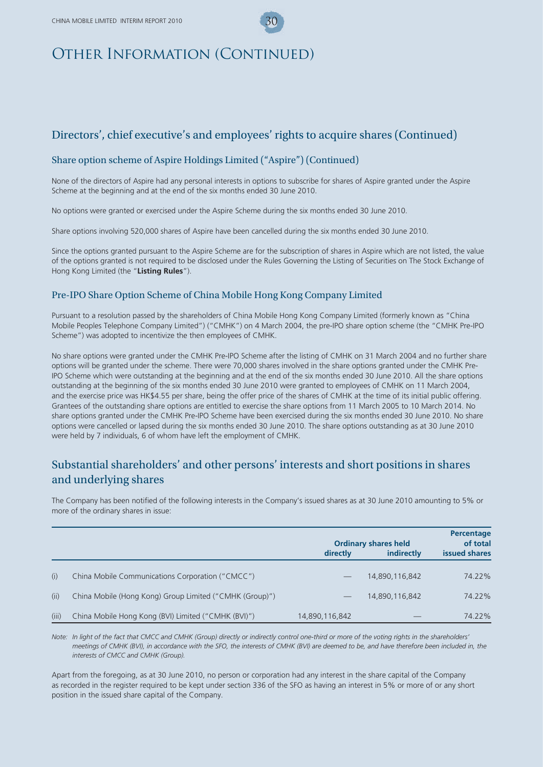# Other Information (Continued)

## Directors', chief executive's and employees' rights to acquire shares (Continued)

### Share option scheme of Aspire Holdings Limited ("Aspire") (Continued)

None of the directors of Aspire had any personal interests in options to subscribe for shares of Aspire granted under the Aspire Scheme at the beginning and at the end of the six months ended 30 June 2010.

No options were granted or exercised under the Aspire Scheme during the six months ended 30 June 2010.

Share options involving 520,000 shares of Aspire have been cancelled during the six months ended 30 June 2010.

Since the options granted pursuant to the Aspire Scheme are for the subscription of shares in Aspire which are not listed, the value of the options granted is not required to be disclosed under the Rules Governing the Listing of Securities on The Stock Exchange of Hong Kong Limited (the "**Listing Rules**").

### Pre-IPO Share Option Scheme of China Mobile Hong Kong Company Limited

Pursuant to a resolution passed by the shareholders of China Mobile Hong Kong Company Limited (formerly known as "China Mobile Peoples Telephone Company Limited") ("CMHK") on 4 March 2004, the pre-IPO share option scheme (the "CMHK Pre-IPO Scheme") was adopted to incentivize the then employees of CMHK.

No share options were granted under the CMHK Pre-IPO Scheme after the listing of CMHK on 31 March 2004 and no further share options will be granted under the scheme. There were 70,000 shares involved in the share options granted under the CMHK Pre-IPO Scheme which were outstanding at the beginning and at the end of the six months ended 30 June 2010. All the share options outstanding at the beginning of the six months ended 30 June 2010 were granted to employees of CMHK on 11 March 2004, and the exercise price was HK$4.55 per share, being the offer price of the shares of CMHK at the time of its initial public offering. Grantees of the outstanding share options are entitled to exercise the share options from 11 March 2005 to 10 March 2014. No share options granted under the CMHK Pre-IPO Scheme have been exercised during the six months ended 30 June 2010. No share options were cancelled or lapsed during the six months ended 30 June 2010. The share options outstanding as at 30 June 2010 were held by 7 individuals, 6 of whom have left the employment of CMHK.

## Substantial shareholders' and other persons' interests and short positions in shares and underlying shares

The Company has been notified of the following interests in the Company's issued shares as at 30 June 2010 amounting to 5% or more of the ordinary shares in issue:

| | | Ordinary shares held | | Percentage of total |
|---|---|---|---|---|
| | | **directly** | **indirectly** | **issued shares** |
| (i) | China Mobile Communications Corporation ("CMCC") | — | 14,890,116,842 | 74.22% |
| (ii) | China Mobile (Hong Kong) Group Limited ("CMHK (Group)") | — | 14,890,116,842 | 74.22% |
| (iii) | China Mobile Hong Kong (BVI) Limited ("CMHK (BVI)") | 14,890,116,842 | — | 74.22% |

*Note: In light of the fact that CMCC and CMHK (Group) directly or indirectly control one-third or more of the voting rights in the shareholders' meetings of CMHK (BVI), in accordance with the SFO, the interests of CMHK (BVI) are deemed to be, and have therefore been included in, the interests of CMCC and CMHK (Group).*

Apart from the foregoing, as at 30 June 2010, no person or corporation had any interest in the share capital of the Company as recorded in the register required to be kept under section 336 of the SFO as having an interest in 5% or more of or any short position in the issued share capital of the Company.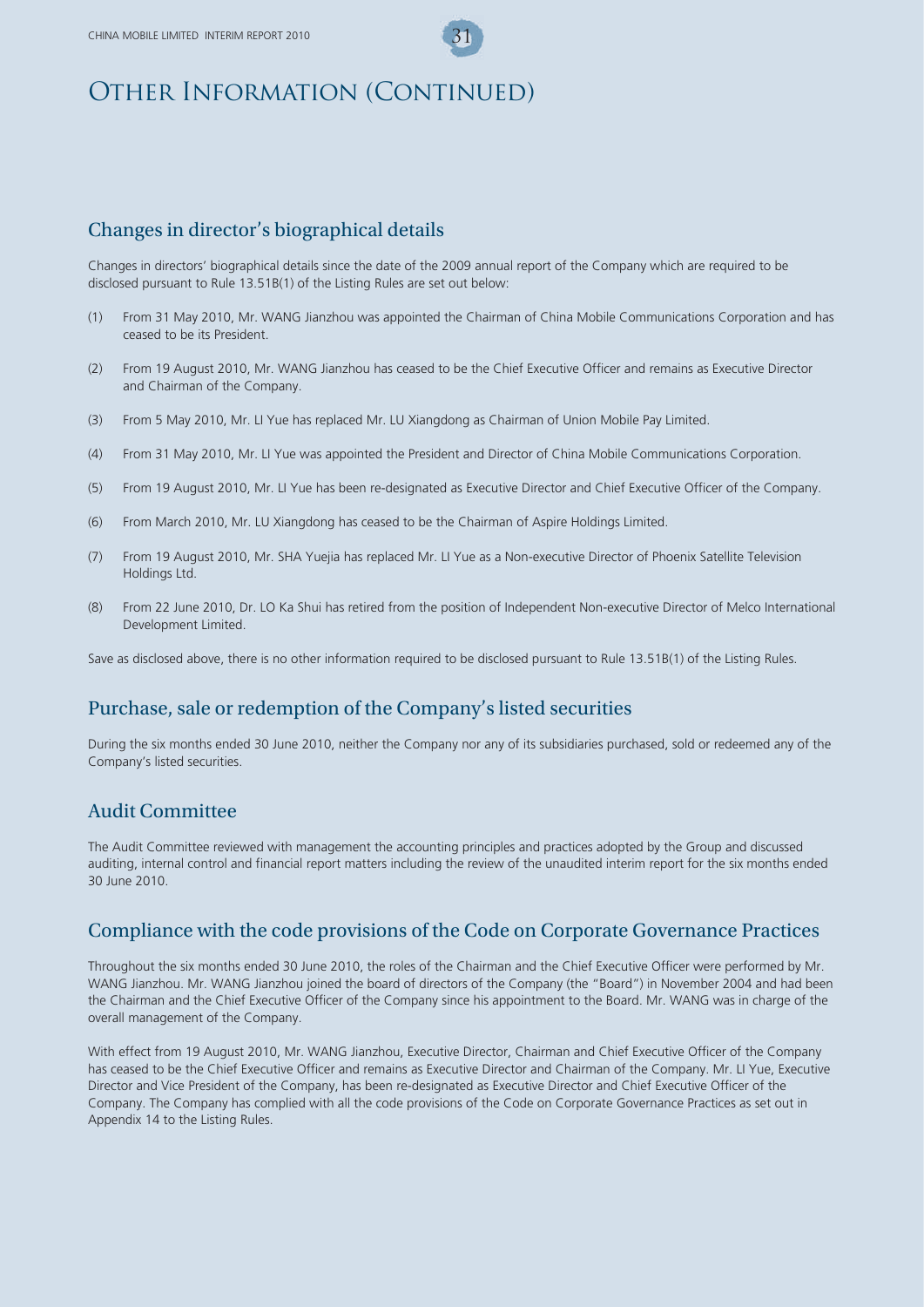# Other Information (Continued)

## Changes in director's biographical details

Changes in directors' biographical details since the date of the 2009 annual report of the Company which are required to be disclosed pursuant to Rule 13.51B(1) of the Listing Rules are set out below:

(1) From 31 May 2010, Mr. WANG Jianzhou was appointed the Chairman of China Mobile Communications Corporation and has ceased to be its President.

(2) From 19 August 2010, Mr. WANG Jianzhou has ceased to be the Chief Executive Officer and remains as Executive Director and Chairman of the Company.

(3) From 5 May 2010, Mr. LI Yue has replaced Mr. LU Xiangdong as Chairman of Union Mobile Pay Limited.

(4) From 31 May 2010, Mr. LI Yue was appointed the President and Director of China Mobile Communications Corporation.

(5) From 19 August 2010, Mr. LI Yue has been re-designated as Executive Director and Chief Executive Officer of the Company.

(6) From March 2010, Mr. LU Xiangdong has ceased to be the Chairman of Aspire Holdings Limited.

(7) From 19 August 2010, Mr. SHA Yuejia has replaced Mr. LI Yue as a Non-executive Director of Phoenix Satellite Television Holdings Ltd.

(8) From 22 June 2010, Dr. LO Ka Shui has retired from the position of Independent Non-executive Director of Melco International Development Limited.

Save as disclosed above, there is no other information required to be disclosed pursuant to Rule 13.51B(1) of the Listing Rules.

## Purchase, sale or redemption of the Company's listed securities

During the six months ended 30 June 2010, neither the Company nor any of its subsidiaries purchased, sold or redeemed any of the Company's listed securities.

## Audit Committee

The Audit Committee reviewed with management the accounting principles and practices adopted by the Group and discussed auditing, internal control and financial report matters including the review of the unaudited interim report for the six months ended 30 June 2010.

## Compliance with the code provisions of the Code on Corporate Governance Practices

Throughout the six months ended 30 June 2010, the roles of the Chairman and the Chief Executive Officer were performed by Mr. WANG Jianzhou. Mr. WANG Jianzhou joined the board of directors of the Company (the "Board") in November 2004 and had been the Chairman and the Chief Executive Officer of the Company since his appointment to the Board. Mr. WANG was in charge of the overall management of the Company.

With effect from 19 August 2010, Mr. WANG Jianzhou, Executive Director, Chairman and Chief Executive Officer of the Company has ceased to be the Chief Executive Officer and remains as Executive Director and Chairman of the Company. Mr. LI Yue, Executive Director and Vice President of the Company, has been re-designated as Executive Director and Chief Executive Officer of the Company. The Company has complied with all the code provisions of the Code on Corporate Governance Practices as set out in Appendix 14 to the Listing Rules.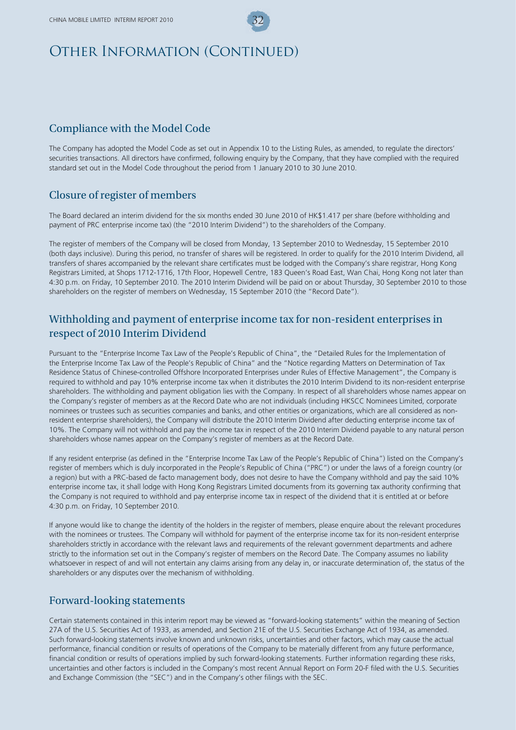# Other Information (Continued)

## Compliance with the Model Code

The Company has adopted the Model Code as set out in Appendix 10 to the Listing Rules, as amended, to regulate the directors' securities transactions. All directors have confirmed, following enquiry by the Company, that they have complied with the required standard set out in the Model Code throughout the period from 1 January 2010 to 30 June 2010.

## Closure of register of members

The Board declared an interim dividend for the six months ended 30 June 2010 of HK$1.417 per share (before withholding and payment of PRC enterprise income tax) (the "2010 Interim Dividend") to the shareholders of the Company.

The register of members of the Company will be closed from Monday, 13 September 2010 to Wednesday, 15 September 2010 (both days inclusive). During this period, no transfer of shares will be registered. In order to qualify for the 2010 Interim Dividend, all transfers of shares accompanied by the relevant share certificates must be lodged with the Company's share registrar, Hong Kong Registrars Limited, at Shops 1712-1716, 17th Floor, Hopewell Centre, 183 Queen's Road East, Wan Chai, Hong Kong not later than 4:30 p.m. on Friday, 10 September 2010. The 2010 Interim Dividend will be paid on or about Thursday, 30 September 2010 to those shareholders on the register of members on Wednesday, 15 September 2010 (the "Record Date").

## Withholding and payment of enterprise income tax for non-resident enterprises in respect of 2010 Interim Dividend

Pursuant to the "Enterprise Income Tax Law of the People's Republic of China", the "Detailed Rules for the Implementation of the Enterprise Income Tax Law of the People's Republic of China" and the "Notice regarding Matters on Determination of Tax Residence Status of Chinese-controlled Offshore Incorporated Enterprises under Rules of Effective Management", the Company is required to withhold and pay 10% enterprise income tax when it distributes the 2010 Interim Dividend to its non-resident enterprise shareholders. The withholding and payment obligation lies with the Company. In respect of all shareholders whose names appear on the Company's register of members as at the Record Date who are not individuals (including HKSCC Nominees Limited, corporate nominees or trustees such as securities companies and banks, and other entities or organizations, which are all considered as non-resident enterprise shareholders), the Company will distribute the 2010 Interim Dividend after deducting enterprise income tax of 10%. The Company will not withhold and pay the income tax in respect of the 2010 Interim Dividend payable to any natural person shareholders whose names appear on the Company's register of members as at the Record Date.

If any resident enterprise (as defined in the "Enterprise Income Tax Law of the People's Republic of China") listed on the Company's register of members which is duly incorporated in the People's Republic of China ("PRC") or under the laws of a foreign country (or a region) but with a PRC-based de facto management body, does not desire to have the Company withhold and pay the said 10% enterprise income tax, it shall lodge with Hong Kong Registrars Limited documents from its governing tax authority confirming that the Company is not required to withhold and pay enterprise income tax in respect of the dividend that it is entitled at or before 4:30 p.m. on Friday, 10 September 2010.

If anyone would like to change the identity of the holders in the register of members, please enquire about the relevant procedures with the nominees or trustees. The Company will withhold for payment of the enterprise income tax for its non-resident enterprise shareholders strictly in accordance with the relevant laws and requirements of the relevant government departments and adhere strictly to the information set out in the Company's register of members on the Record Date. The Company assumes no liability whatsoever in respect of and will not entertain any claims arising from any delay in, or inaccurate determination of, the status of the shareholders or any disputes over the mechanism of withholding.

## Forward-looking statements

Certain statements contained in this interim report may be viewed as "forward-looking statements" within the meaning of Section 27A of the U.S. Securities Act of 1933, as amended, and Section 21E of the U.S. Securities Exchange Act of 1934, as amended. Such forward-looking statements involve known and unknown risks, uncertainties and other factors, which may cause the actual performance, financial condition or results of operations of the Company to be materially different from any future performance, financial condition or results of operations implied by such forward-looking statements. Further information regarding these risks, uncertainties and other factors is included in the Company's most recent Annual Report on Form 20-F filed with the U.S. Securities and Exchange Commission (the "SEC") and in the Company's other filings with the SEC.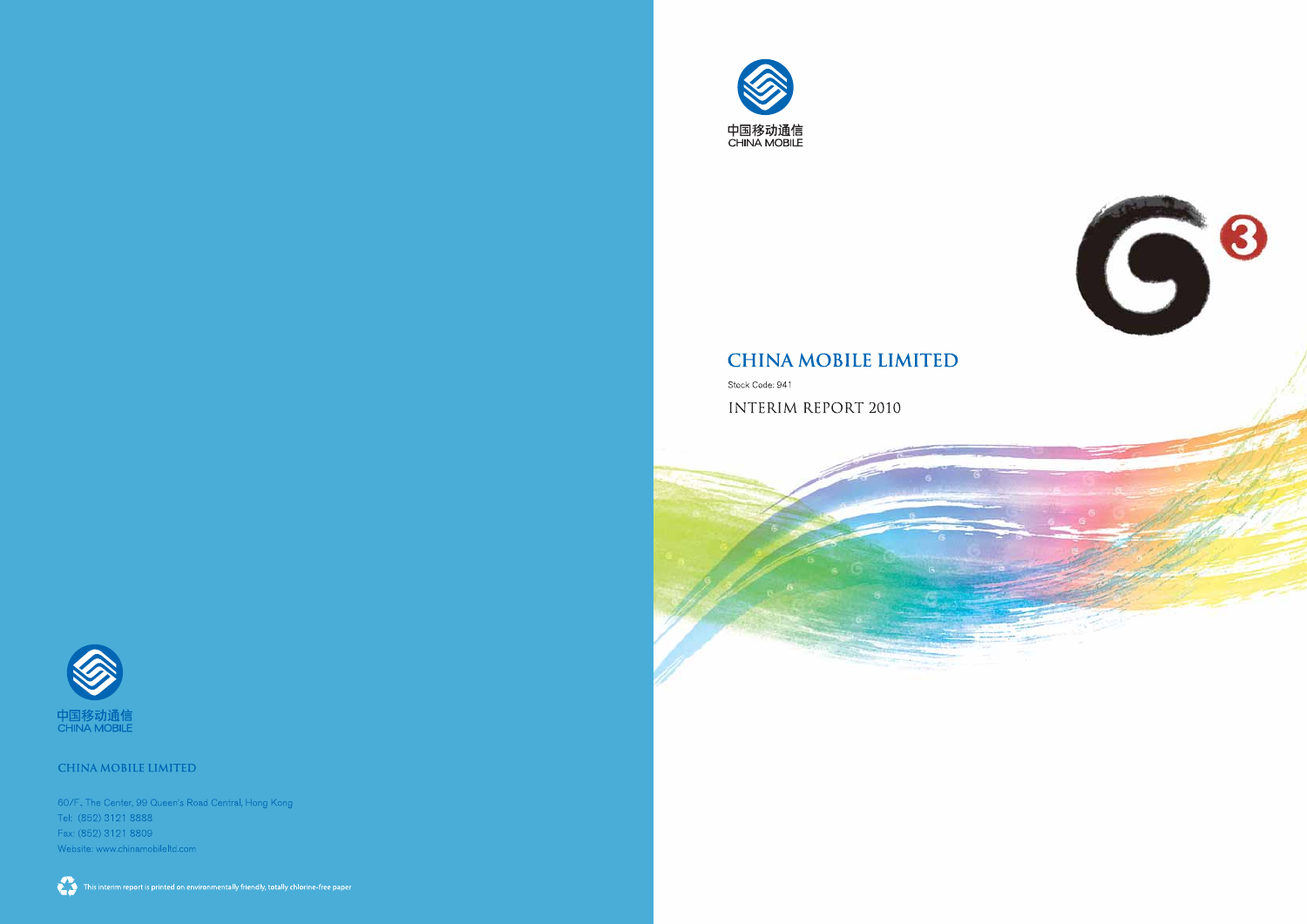中国移动通信
CHINA MOBILE

**CHINA MOBILE LIMITED**

60/F, The Center, 99 Queen's Road Central, Hong Kong
Tel: (852) 3121 8888
Fax: (852) 3121 8809
Website: www.chinamobileltd.com

This interim report is printed on environmentally friendly, totally chlorine-free paper

中国移动通信
CHINA MOBILE

# CHINA MOBILE LIMITED

Stock Code: 941

## INTERIM REPORT 2010